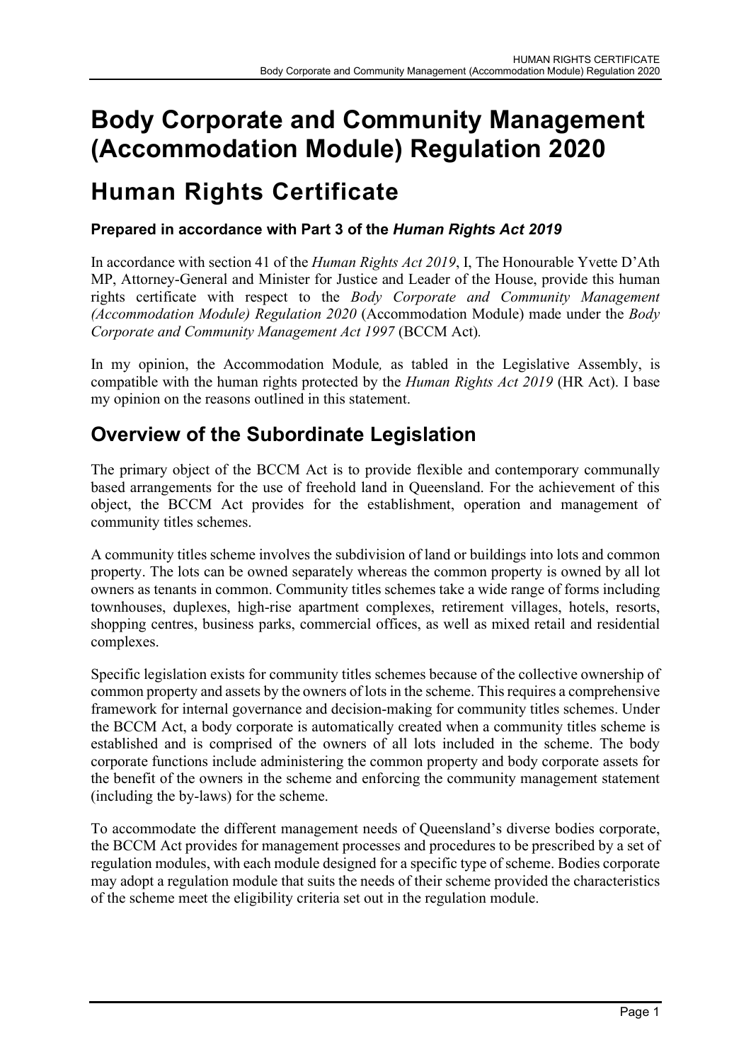# Body Corporate and Community Management (Accommodation Module) Regulation 2020

# Human Rights Certificate

### Prepared in accordance with Part 3 of the *Human Rights Act 2019*

In accordance with section 41 of the *Human Rights Act 2019*, I, The Honourable Yvette D'Ath MP, Attorney-General and Minister for Justice and Leader of the House, provide this human rights certificate with respect to the *Body Corporate and Community Management (Accommodation Module) Regulation 2020* (Accommodation Module) made under the *Body Corporate and Community Management Act 1997* (BCCM Act).

In my opinion, the Accommodation Module, as tabled in the Legislative Assembly, is compatible with the human rights protected by the *Human Rights Act 2019* (HR Act). I base my opinion on the reasons outlined in this statement.

## Overview of the Subordinate Legislation

The primary object of the BCCM Act is to provide flexible and contemporary communally based arrangements for the use of freehold land in Queensland. For the achievement of this object, the BCCM Act provides for the establishment, operation and management of community titles schemes.

A community titles scheme involves the subdivision of land or buildings into lots and common property. The lots can be owned separately whereas the common property is owned by all lot owners as tenants in common. Community titles schemes take a wide range of forms including townhouses, duplexes, high-rise apartment complexes, retirement villages, hotels, resorts, shopping centres, business parks, commercial offices, as well as mixed retail and residential complexes.

Specific legislation exists for community titles schemes because of the collective ownership of common property and assets by the owners of lots in the scheme. This requires a comprehensive framework for internal governance and decision-making for community titles schemes. Under the BCCM Act, a body corporate is automatically created when a community titles scheme is established and is comprised of the owners of all lots included in the scheme. The body corporate functions include administering the common property and body corporate assets for the benefit of the owners in the scheme and enforcing the community management statement (including the by-laws) for the scheme.

To accommodate the different management needs of Queensland's diverse bodies corporate, the BCCM Act provides for management processes and procedures to be prescribed by a set of regulation modules, with each module designed for a specific type of scheme. Bodies corporate may adopt a regulation module that suits the needs of their scheme provided the characteristics of the scheme meet the eligibility criteria set out in the regulation module.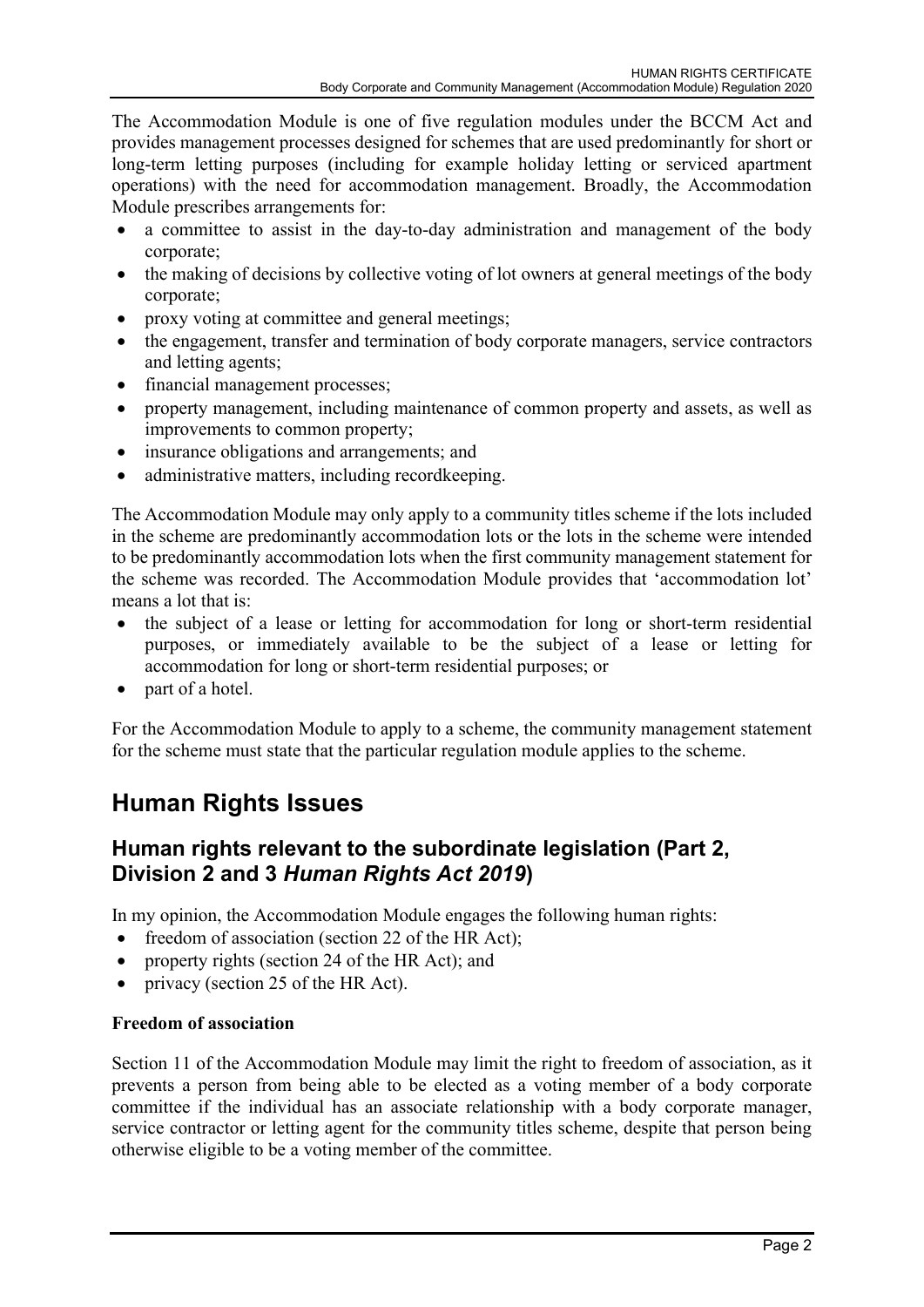The Accommodation Module is one of five regulation modules under the BCCM Act and provides management processes designed for schemes that are used predominantly for short or long-term letting purposes (including for example holiday letting or serviced apartment operations) with the need for accommodation management. Broadly, the Accommodation Module prescribes arrangements for:

- a committee to assist in the day-to-day administration and management of the body corporate;
- the making of decisions by collective voting of lot owners at general meetings of the body corporate;
- proxy voting at committee and general meetings;
- the engagement, transfer and termination of body corporate managers, service contractors and letting agents;
- financial management processes;
- property management, including maintenance of common property and assets, as well as improvements to common property;
- insurance obligations and arrangements; and
- administrative matters, including recordkeeping.

The Accommodation Module may only apply to a community titles scheme if the lots included in the scheme are predominantly accommodation lots or the lots in the scheme were intended to be predominantly accommodation lots when the first community management statement for the scheme was recorded. The Accommodation Module provides that 'accommodation lot' means a lot that is:

- the subject of a lease or letting for accommodation for long or short-term residential purposes, or immediately available to be the subject of a lease or letting for accommodation for long or short-term residential purposes; or
- part of a hotel.

For the Accommodation Module to apply to a scheme, the community management statement for the scheme must state that the particular regulation module applies to the scheme.

# Human Rights Issues

## Human rights relevant to the subordinate legislation (Part 2, Division 2 and 3 *Human Rights Act 2019*)

In my opinion, the Accommodation Module engages the following human rights:

- freedom of association (section 22 of the HR Act);
- property rights (section 24 of the HR Act); and
- privacy (section 25 of the HR Act).

**Freedom of association**

Section 11 of the Accommodation Module may limit the right to freedom of association, as it prevents a person from being able to be elected as a voting member of a body corporate committee if the individual has an associate relationship with a body corporate manager, service contractor or letting agent for the community titles scheme, despite that person being otherwise eligible to be a voting member of the committee.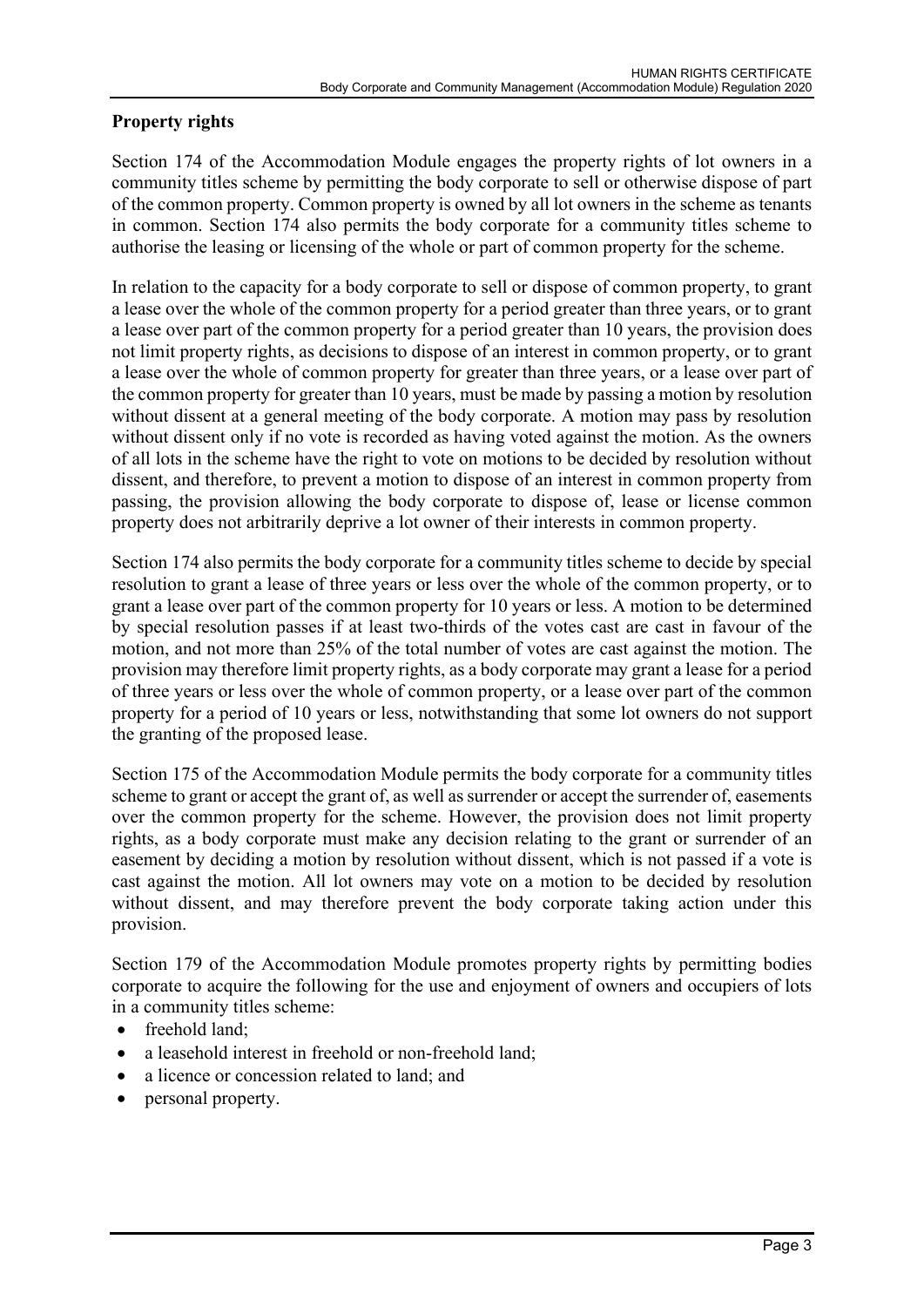## Property rights

Section 174 of the Accommodation Module engages the property rights of lot owners in a community titles scheme by permitting the body corporate to sell or otherwise dispose of part of the common property. Common property is owned by all lot owners in the scheme as tenants in common. Section 174 also permits the body corporate for a community titles scheme to authorise the leasing or licensing of the whole or part of common property for the scheme.

In relation to the capacity for a body corporate to sell or dispose of common property, to grant a lease over the whole of the common property for a period greater than three years, or to grant a lease over part of the common property for a period greater than 10 years, the provision does not limit property rights, as decisions to dispose of an interest in common property, or to grant a lease over the whole of common property for greater than three years, or a lease over part of the common property for greater than 10 years, must be made by passing a motion by resolution without dissent at a general meeting of the body corporate. A motion may pass by resolution without dissent only if no vote is recorded as having voted against the motion. As the owners of all lots in the scheme have the right to vote on motions to be decided by resolution without dissent, and therefore, to prevent a motion to dispose of an interest in common property from passing, the provision allowing the body corporate to dispose of, lease or license common property does not arbitrarily deprive a lot owner of their interests in common property.

Section 174 also permits the body corporate for a community titles scheme to decide by special resolution to grant a lease of three years or less over the whole of the common property, or to grant a lease over part of the common property for 10 years or less. A motion to be determined by special resolution passes if at least two-thirds of the votes cast are cast in favour of the motion, and not more than 25% of the total number of votes are cast against the motion. The provision may therefore limit property rights, as a body corporate may grant a lease for a period of three years or less over the whole of common property, or a lease over part of the common property for a period of 10 years or less, notwithstanding that some lot owners do not support the granting of the proposed lease.

Section 175 of the Accommodation Module permits the body corporate for a community titles scheme to grant or accept the grant of, as well as surrender or accept the surrender of, easements over the common property for the scheme. However, the provision does not limit property rights, as a body corporate must make any decision relating to the grant or surrender of an easement by deciding a motion by resolution without dissent, which is not passed if a vote is cast against the motion. All lot owners may vote on a motion to be decided by resolution without dissent, and may therefore prevent the body corporate taking action under this provision.

Section 179 of the Accommodation Module promotes property rights by permitting bodies corporate to acquire the following for the use and enjoyment of owners and occupiers of lots in a community titles scheme:

- freehold land;
- a leasehold interest in freehold or non-freehold land;
- a licence or concession related to land; and
- personal property.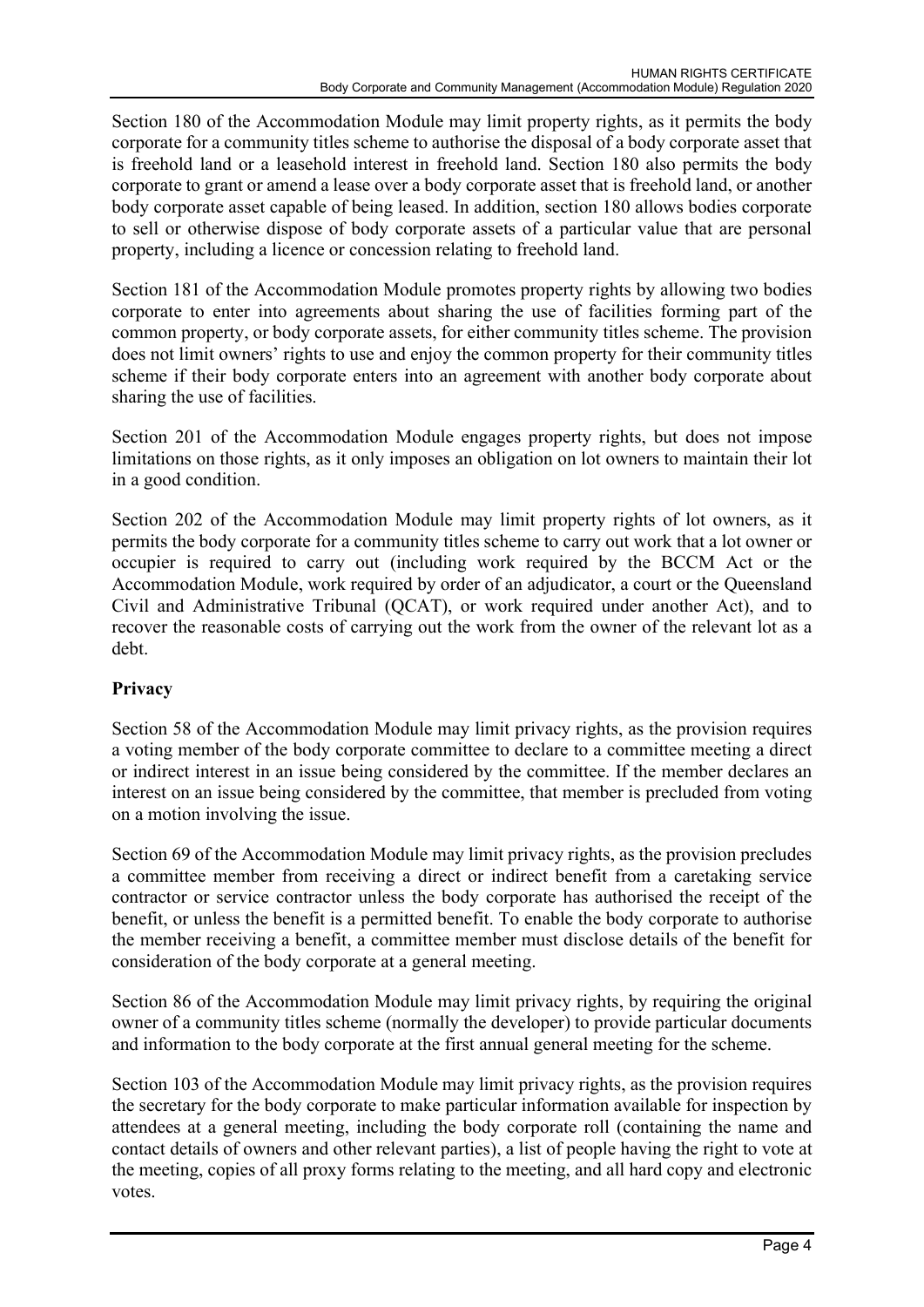Section 180 of the Accommodation Module may limit property rights, as it permits the body corporate for a community titles scheme to authorise the disposal of a body corporate asset that is freehold land or a leasehold interest in freehold land. Section 180 also permits the body corporate to grant or amend a lease over a body corporate asset that is freehold land, or another body corporate asset capable of being leased. In addition, section 180 allows bodies corporate to sell or otherwise dispose of body corporate assets of a particular value that are personal property, including a licence or concession relating to freehold land.

Section 181 of the Accommodation Module promotes property rights by allowing two bodies corporate to enter into agreements about sharing the use of facilities forming part of the common property, or body corporate assets, for either community titles scheme. The provision does not limit owners' rights to use and enjoy the common property for their community titles scheme if their body corporate enters into an agreement with another body corporate about sharing the use of facilities.

Section 201 of the Accommodation Module engages property rights, but does not impose limitations on those rights, as it only imposes an obligation on lot owners to maintain their lot in a good condition.

Section 202 of the Accommodation Module may limit property rights of lot owners, as it permits the body corporate for a community titles scheme to carry out work that a lot owner or occupier is required to carry out (including work required by the BCCM Act or the Accommodation Module, work required by order of an adjudicator, a court or the Queensland Civil and Administrative Tribunal (QCAT), or work required under another Act), and to recover the reasonable costs of carrying out the work from the owner of the relevant lot as a debt.

**Privacy**

Section 58 of the Accommodation Module may limit privacy rights, as the provision requires a voting member of the body corporate committee to declare to a committee meeting a direct or indirect interest in an issue being considered by the committee. If the member declares an interest on an issue being considered by the committee, that member is precluded from voting on a motion involving the issue.

Section 69 of the Accommodation Module may limit privacy rights, as the provision precludes a committee member from receiving a direct or indirect benefit from a caretaking service contractor or service contractor unless the body corporate has authorised the receipt of the benefit, or unless the benefit is a permitted benefit. To enable the body corporate to authorise the member receiving a benefit, a committee member must disclose details of the benefit for consideration of the body corporate at a general meeting.

Section 86 of the Accommodation Module may limit privacy rights, by requiring the original owner of a community titles scheme (normally the developer) to provide particular documents and information to the body corporate at the first annual general meeting for the scheme.

Section 103 of the Accommodation Module may limit privacy rights, as the provision requires the secretary for the body corporate to make particular information available for inspection by attendees at a general meeting, including the body corporate roll (containing the name and contact details of owners and other relevant parties), a list of people having the right to vote at the meeting, copies of all proxy forms relating to the meeting, and all hard copy and electronic votes.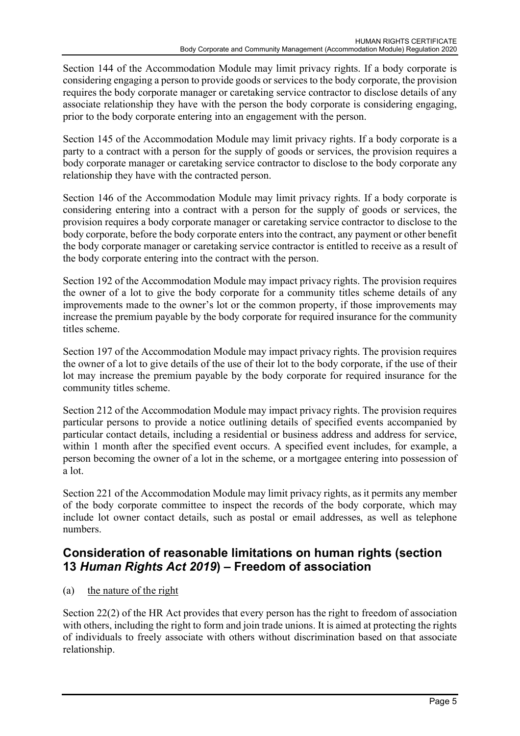Section 144 of the Accommodation Module may limit privacy rights. If a body corporate is considering engaging a person to provide goods or services to the body corporate, the provision requires the body corporate manager or caretaking service contractor to disclose details of any associate relationship they have with the person the body corporate is considering engaging, prior to the body corporate entering into an engagement with the person.

Section 145 of the Accommodation Module may limit privacy rights. If a body corporate is a party to a contract with a person for the supply of goods or services, the provision requires a body corporate manager or caretaking service contractor to disclose to the body corporate any relationship they have with the contracted person.

Section 146 of the Accommodation Module may limit privacy rights. If a body corporate is considering entering into a contract with a person for the supply of goods or services, the provision requires a body corporate manager or caretaking service contractor to disclose to the body corporate, before the body corporate enters into the contract, any payment or other benefit the body corporate manager or caretaking service contractor is entitled to receive as a result of the body corporate entering into the contract with the person.

Section 192 of the Accommodation Module may impact privacy rights. The provision requires the owner of a lot to give the body corporate for a community titles scheme details of any improvements made to the owner's lot or the common property, if those improvements may increase the premium payable by the body corporate for required insurance for the community titles scheme.

Section 197 of the Accommodation Module may impact privacy rights. The provision requires the owner of a lot to give details of the use of their lot to the body corporate, if the use of their lot may increase the premium payable by the body corporate for required insurance for the community titles scheme.

Section 212 of the Accommodation Module may impact privacy rights. The provision requires particular persons to provide a notice outlining details of specified events accompanied by particular contact details, including a residential or business address and address for service, within 1 month after the specified event occurs. A specified event includes, for example, a person becoming the owner of a lot in the scheme, or a mortgagee entering into possession of a lot.

Section 221 of the Accommodation Module may limit privacy rights, as it permits any member of the body corporate committee to inspect the records of the body corporate, which may include lot owner contact details, such as postal or email addresses, as well as telephone numbers.

## Consideration of reasonable limitations on human rights (section 13 *Human Rights Act 2019*) – Freedom of association

(a) <u>the nature of the right</u>

Section 22(2) of the HR Act provides that every person has the right to freedom of association with others, including the right to form and join trade unions. It is aimed at protecting the rights of individuals to freely associate with others without discrimination based on that associate relationship.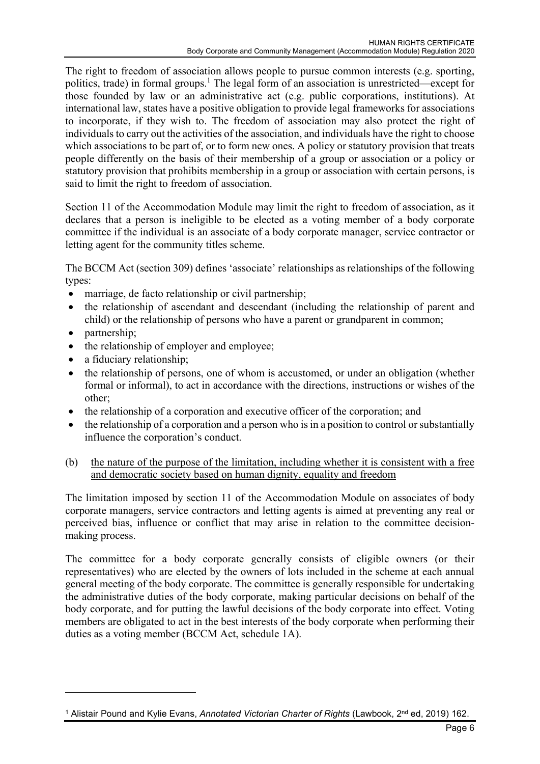The right to freedom of association allows people to pursue common interests (e.g. sporting, politics, trade) in formal groups.[1] The legal form of an association is unrestricted—except for those founded by law or an administrative act (e.g. public corporations, institutions). At international law, states have a positive obligation to provide legal frameworks for associations to incorporate, if they wish to. The freedom of association may also protect the right of individuals to carry out the activities of the association, and individuals have the right to choose which associations to be part of, or to form new ones. A policy or statutory provision that treats people differently on the basis of their membership of a group or association or a policy or statutory provision that prohibits membership in a group or association with certain persons, is said to limit the right to freedom of association.

Section 11 of the Accommodation Module may limit the right to freedom of association, as it declares that a person is ineligible to be elected as a voting member of a body corporate committee if the individual is an associate of a body corporate manager, service contractor or letting agent for the community titles scheme.

The BCCM Act (section 309) defines 'associate' relationships as relationships of the following types:

- marriage, de facto relationship or civil partnership;
- the relationship of ascendant and descendant (including the relationship of parent and child) or the relationship of persons who have a parent or grandparent in common;
- partnership;
- the relationship of employer and employee;
- a fiduciary relationship;
- the relationship of persons, one of whom is accustomed, or under an obligation (whether formal or informal), to act in accordance with the directions, instructions or wishes of the other;
- the relationship of a corporation and executive officer of the corporation; and
- the relationship of a corporation and a person who is in a position to control or substantially influence the corporation's conduct.

(b) <u>the nature of the purpose of the limitation, including whether it is consistent with a free and democratic society based on human dignity, equality and freedom</u>

The limitation imposed by section 11 of the Accommodation Module on associates of body corporate managers, service contractors and letting agents is aimed at preventing any real or perceived bias, influence or conflict that may arise in relation to the committee decision-making process.

The committee for a body corporate generally consists of eligible owners (or their representatives) who are elected by the owners of lots included in the scheme at each annual general meeting of the body corporate. The committee is generally responsible for undertaking the administrative duties of the body corporate, making particular decisions on behalf of the body corporate, and for putting the lawful decisions of the body corporate into effect. Voting members are obligated to act in the best interests of the body corporate when performing their duties as a voting member (BCCM Act, schedule 1A).

---

[1] Alistair Pound and Kylie Evans, *Annotated Victorian Charter of Rights* (Lawbook, 2nd ed, 2019) 162.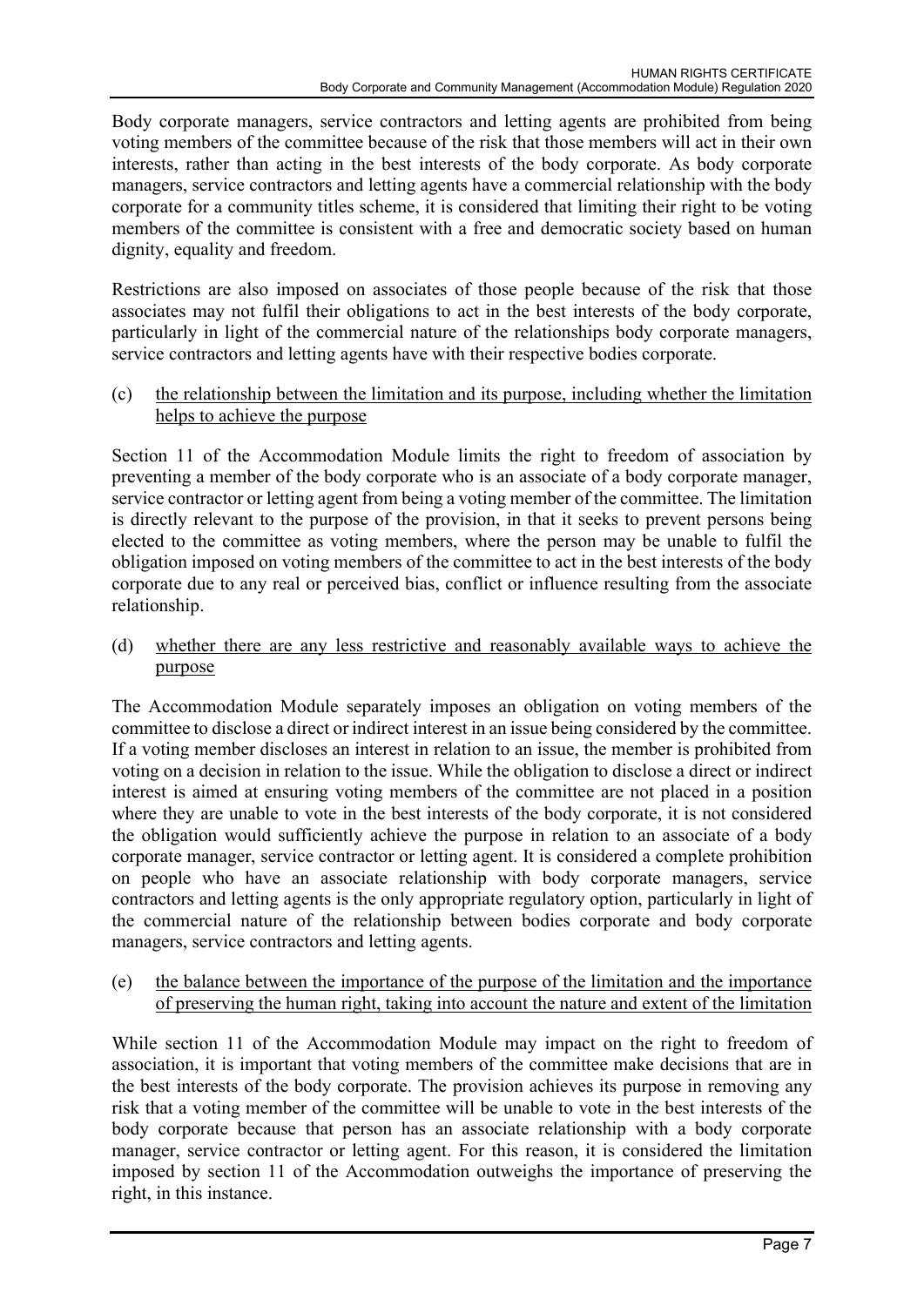Body corporate managers, service contractors and letting agents are prohibited from being voting members of the committee because of the risk that those members will act in their own interests, rather than acting in the best interests of the body corporate. As body corporate managers, service contractors and letting agents have a commercial relationship with the body corporate for a community titles scheme, it is considered that limiting their right to be voting members of the committee is consistent with a free and democratic society based on human dignity, equality and freedom.

Restrictions are also imposed on associates of those people because of the risk that those associates may not fulfil their obligations to act in the best interests of the body corporate, particularly in light of the commercial nature of the relationships body corporate managers, service contractors and letting agents have with their respective bodies corporate.

(c) <u>the relationship between the limitation and its purpose, including whether the limitation helps to achieve the purpose</u>

Section 11 of the Accommodation Module limits the right to freedom of association by preventing a member of the body corporate who is an associate of a body corporate manager, service contractor or letting agent from being a voting member of the committee. The limitation is directly relevant to the purpose of the provision, in that it seeks to prevent persons being elected to the committee as voting members, where the person may be unable to fulfil the obligation imposed on voting members of the committee to act in the best interests of the body corporate due to any real or perceived bias, conflict or influence resulting from the associate relationship.

(d) <u>whether there are any less restrictive and reasonably available ways to achieve the purpose</u>

The Accommodation Module separately imposes an obligation on voting members of the committee to disclose a direct or indirect interest in an issue being considered by the committee. If a voting member discloses an interest in relation to an issue, the member is prohibited from voting on a decision in relation to the issue. While the obligation to disclose a direct or indirect interest is aimed at ensuring voting members of the committee are not placed in a position where they are unable to vote in the best interests of the body corporate, it is not considered the obligation would sufficiently achieve the purpose in relation to an associate of a body corporate manager, service contractor or letting agent. It is considered a complete prohibition on people who have an associate relationship with body corporate managers, service contractors and letting agents is the only appropriate regulatory option, particularly in light of the commercial nature of the relationship between bodies corporate and body corporate managers, service contractors and letting agents.

(e) <u>the balance between the importance of the purpose of the limitation and the importance of preserving the human right, taking into account the nature and extent of the limitation</u>

While section 11 of the Accommodation Module may impact on the right to freedom of association, it is important that voting members of the committee make decisions that are in the best interests of the body corporate. The provision achieves its purpose in removing any risk that a voting member of the committee will be unable to vote in the best interests of the body corporate because that person has an associate relationship with a body corporate manager, service contractor or letting agent. For this reason, it is considered the limitation imposed by section 11 of the Accommodation outweighs the importance of preserving the right, in this instance.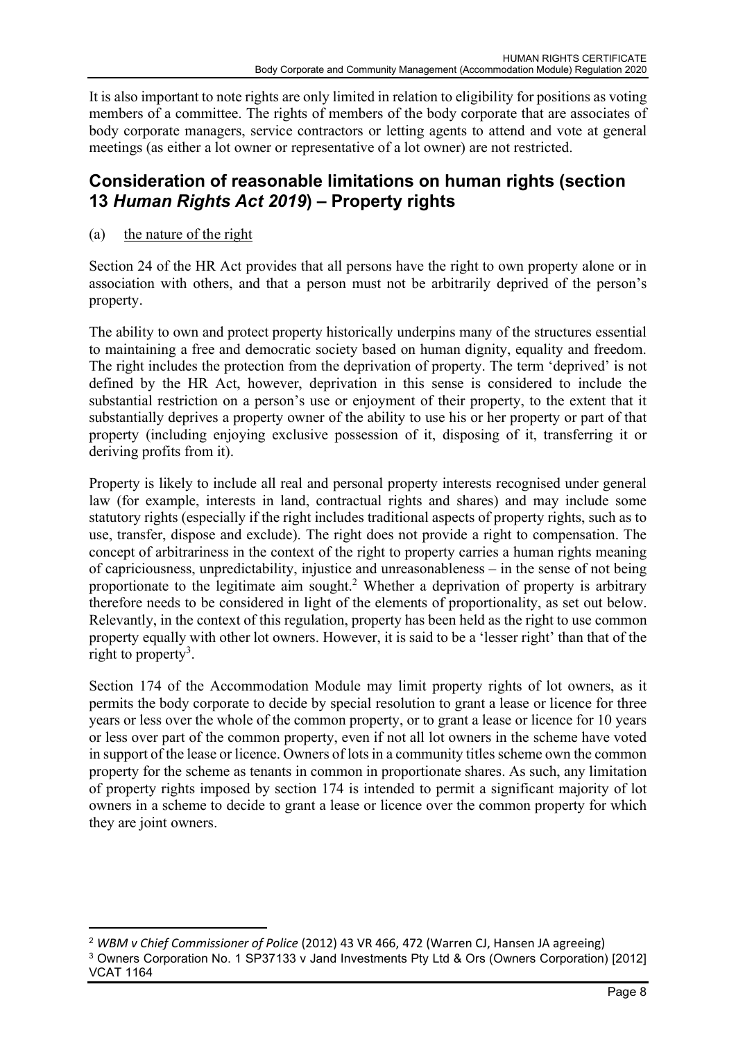It is also important to note rights are only limited in relation to eligibility for positions as voting members of a committee. The rights of members of the body corporate that are associates of body corporate managers, service contractors or letting agents to attend and vote at general meetings (as either a lot owner or representative of a lot owner) are not restricted.

## Consideration of reasonable limitations on human rights (section 13 *Human Rights Act 2019*) – Property rights

(a) the nature of the right

Section 24 of the HR Act provides that all persons have the right to own property alone or in association with others, and that a person must not be arbitrarily deprived of the person's property.

The ability to own and protect property historically underpins many of the structures essential to maintaining a free and democratic society based on human dignity, equality and freedom. The right includes the protection from the deprivation of property. The term 'deprived' is not defined by the HR Act, however, deprivation in this sense is considered to include the substantial restriction on a person's use or enjoyment of their property, to the extent that it substantially deprives a property owner of the ability to use his or her property or part of that property (including enjoying exclusive possession of it, disposing of it, transferring it or deriving profits from it).

Property is likely to include all real and personal property interests recognised under general law (for example, interests in land, contractual rights and shares) and may include some statutory rights (especially if the right includes traditional aspects of property rights, such as to use, transfer, dispose and exclude). The right does not provide a right to compensation. The concept of arbitrariness in the context of the right to property carries a human rights meaning of capriciousness, unpredictability, injustice and unreasonableness – in the sense of not being proportionate to the legitimate aim sought.[2] Whether a deprivation of property is arbitrary therefore needs to be considered in light of the elements of proportionality, as set out below. Relevantly, in the context of this regulation, property has been held as the right to use common property equally with other lot owners. However, it is said to be a 'lesser right' than that of the right to property[3].

Section 174 of the Accommodation Module may limit property rights of lot owners, as it permits the body corporate to decide by special resolution to grant a lease or licence for three years or less over the whole of the common property, or to grant a lease or licence for 10 years or less over part of the common property, even if not all lot owners in the scheme have voted in support of the lease or licence. Owners of lots in a community titles scheme own the common property for the scheme as tenants in common in proportionate shares. As such, any limitation of property rights imposed by section 174 is intended to permit a significant majority of lot owners in a scheme to decide to grant a lease or licence over the common property for which they are joint owners.

---

[2] *WBM v Chief Commissioner of Police* (2012) 43 VR 466, 472 (Warren CJ, Hansen JA agreeing)

[3] Owners Corporation No. 1 SP37133 v Jand Investments Pty Ltd & Ors (Owners Corporation) [2012] VCAT 1164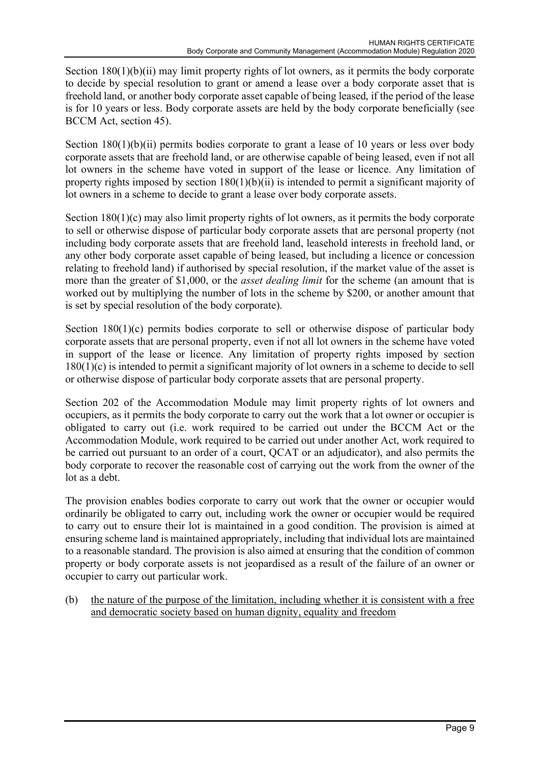Section 180(1)(b)(ii) may limit property rights of lot owners, as it permits the body corporate to decide by special resolution to grant or amend a lease over a body corporate asset that is freehold land, or another body corporate asset capable of being leased, if the period of the lease is for 10 years or less. Body corporate assets are held by the body corporate beneficially (see BCCM Act, section 45).

Section 180(1)(b)(ii) permits bodies corporate to grant a lease of 10 years or less over body corporate assets that are freehold land, or are otherwise capable of being leased, even if not all lot owners in the scheme have voted in support of the lease or licence. Any limitation of property rights imposed by section 180(1)(b)(ii) is intended to permit a significant majority of lot owners in a scheme to decide to grant a lease over body corporate assets.

Section 180(1)(c) may also limit property rights of lot owners, as it permits the body corporate to sell or otherwise dispose of particular body corporate assets that are personal property (not including body corporate assets that are freehold land, leasehold interests in freehold land, or any other body corporate asset capable of being leased, but including a licence or concession relating to freehold land) if authorised by special resolution, if the market value of the asset is more than the greater of $1,000, or the *asset dealing limit* for the scheme (an amount that is worked out by multiplying the number of lots in the scheme by $200, or another amount that is set by special resolution of the body corporate).

Section 180(1)(c) permits bodies corporate to sell or otherwise dispose of particular body corporate assets that are personal property, even if not all lot owners in the scheme have voted in support of the lease or licence. Any limitation of property rights imposed by section 180(1)(c) is intended to permit a significant majority of lot owners in a scheme to decide to sell or otherwise dispose of particular body corporate assets that are personal property.

Section 202 of the Accommodation Module may limit property rights of lot owners and occupiers, as it permits the body corporate to carry out the work that a lot owner or occupier is obligated to carry out (i.e. work required to be carried out under the BCCM Act or the Accommodation Module, work required to be carried out under another Act, work required to be carried out pursuant to an order of a court, QCAT or an adjudicator), and also permits the body corporate to recover the reasonable cost of carrying out the work from the owner of the lot as a debt.

The provision enables bodies corporate to carry out work that the owner or occupier would ordinarily be obligated to carry out, including work the owner or occupier would be required to carry out to ensure their lot is maintained in a good condition. The provision is aimed at ensuring scheme land is maintained appropriately, including that individual lots are maintained to a reasonable standard. The provision is also aimed at ensuring that the condition of common property or body corporate assets is not jeopardised as a result of the failure of an owner or occupier to carry out particular work.

(b) <u>the nature of the purpose of the limitation, including whether it is consistent with a free and democratic society based on human dignity, equality and freedom</u>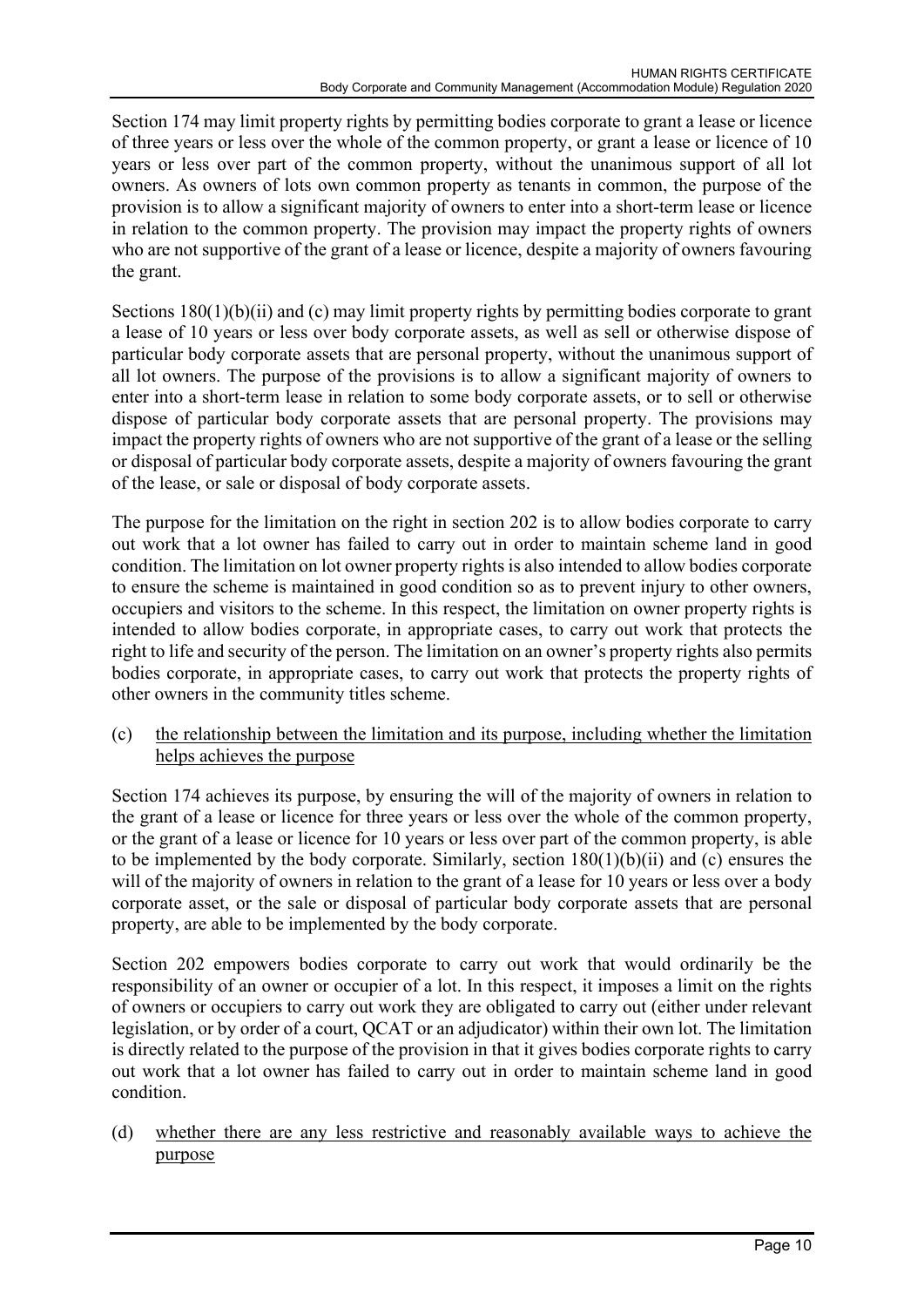Section 174 may limit property rights by permitting bodies corporate to grant a lease or licence of three years or less over the whole of the common property, or grant a lease or licence of 10 years or less over part of the common property, without the unanimous support of all lot owners. As owners of lots own common property as tenants in common, the purpose of the provision is to allow a significant majority of owners to enter into a short-term lease or licence in relation to the common property. The provision may impact the property rights of owners who are not supportive of the grant of a lease or licence, despite a majority of owners favouring the grant.

Sections 180(1)(b)(ii) and (c) may limit property rights by permitting bodies corporate to grant a lease of 10 years or less over body corporate assets, as well as sell or otherwise dispose of particular body corporate assets that are personal property, without the unanimous support of all lot owners. The purpose of the provisions is to allow a significant majority of owners to enter into a short-term lease in relation to some body corporate assets, or to sell or otherwise dispose of particular body corporate assets that are personal property. The provisions may impact the property rights of owners who are not supportive of the grant of a lease or the selling or disposal of particular body corporate assets, despite a majority of owners favouring the grant of the lease, or sale or disposal of body corporate assets.

The purpose for the limitation on the right in section 202 is to allow bodies corporate to carry out work that a lot owner has failed to carry out in order to maintain scheme land in good condition. The limitation on lot owner property rights is also intended to allow bodies corporate to ensure the scheme is maintained in good condition so as to prevent injury to other owners, occupiers and visitors to the scheme. In this respect, the limitation on owner property rights is intended to allow bodies corporate, in appropriate cases, to carry out work that protects the right to life and security of the person. The limitation on an owner's property rights also permits bodies corporate, in appropriate cases, to carry out work that protects the property rights of other owners in the community titles scheme.

(c) <u>the relationship between the limitation and its purpose, including whether the limitation helps achieves the purpose</u>

Section 174 achieves its purpose, by ensuring the will of the majority of owners in relation to the grant of a lease or licence for three years or less over the whole of the common property, or the grant of a lease or licence for 10 years or less over part of the common property, is able to be implemented by the body corporate. Similarly, section 180(1)(b)(ii) and (c) ensures the will of the majority of owners in relation to the grant of a lease for 10 years or less over a body corporate asset, or the sale or disposal of particular body corporate assets that are personal property, are able to be implemented by the body corporate.

Section 202 empowers bodies corporate to carry out work that would ordinarily be the responsibility of an owner or occupier of a lot. In this respect, it imposes a limit on the rights of owners or occupiers to carry out work they are obligated to carry out (either under relevant legislation, or by order of a court, QCAT or an adjudicator) within their own lot. The limitation is directly related to the purpose of the provision in that it gives bodies corporate rights to carry out work that a lot owner has failed to carry out in order to maintain scheme land in good condition.

(d) <u>whether there are any less restrictive and reasonably available ways to achieve the purpose</u>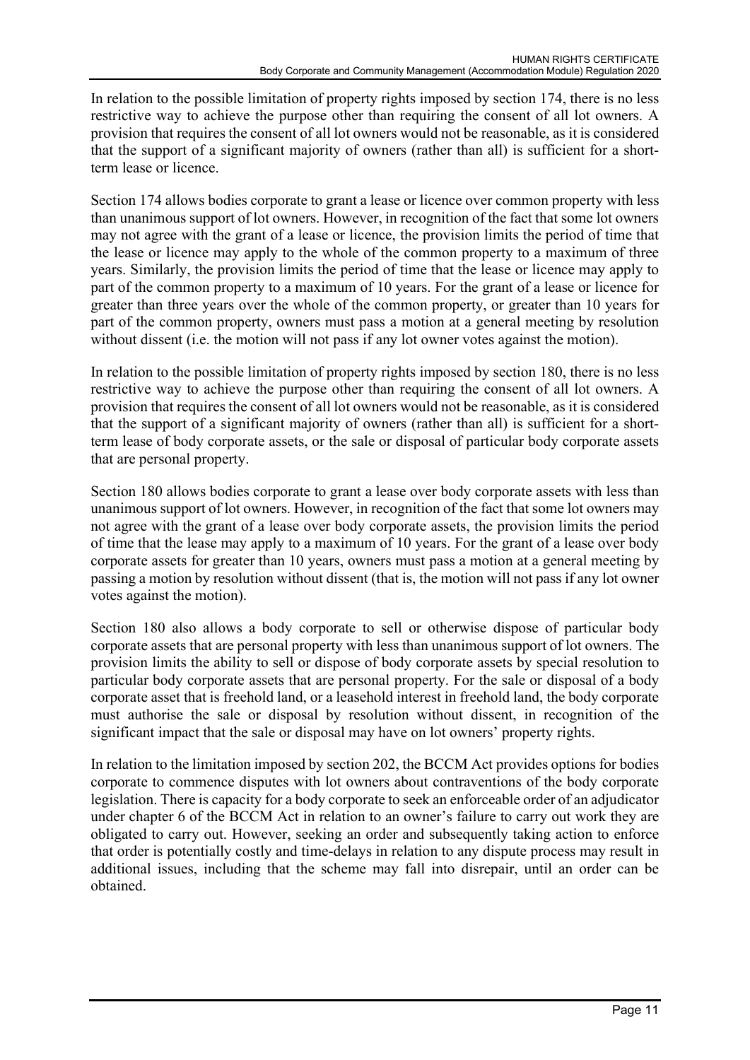In relation to the possible limitation of property rights imposed by section 174, there is no less restrictive way to achieve the purpose other than requiring the consent of all lot owners. A provision that requires the consent of all lot owners would not be reasonable, as it is considered that the support of a significant majority of owners (rather than all) is sufficient for a short-term lease or licence.

Section 174 allows bodies corporate to grant a lease or licence over common property with less than unanimous support of lot owners. However, in recognition of the fact that some lot owners may not agree with the grant of a lease or licence, the provision limits the period of time that the lease or licence may apply to the whole of the common property to a maximum of three years. Similarly, the provision limits the period of time that the lease or licence may apply to part of the common property to a maximum of 10 years. For the grant of a lease or licence for greater than three years over the whole of the common property, or greater than 10 years for part of the common property, owners must pass a motion at a general meeting by resolution without dissent (i.e. the motion will not pass if any lot owner votes against the motion).

In relation to the possible limitation of property rights imposed by section 180, there is no less restrictive way to achieve the purpose other than requiring the consent of all lot owners. A provision that requires the consent of all lot owners would not be reasonable, as it is considered that the support of a significant majority of owners (rather than all) is sufficient for a short-term lease of body corporate assets, or the sale or disposal of particular body corporate assets that are personal property.

Section 180 allows bodies corporate to grant a lease over body corporate assets with less than unanimous support of lot owners. However, in recognition of the fact that some lot owners may not agree with the grant of a lease over body corporate assets, the provision limits the period of time that the lease may apply to a maximum of 10 years. For the grant of a lease over body corporate assets for greater than 10 years, owners must pass a motion at a general meeting by passing a motion by resolution without dissent (that is, the motion will not pass if any lot owner votes against the motion).

Section 180 also allows a body corporate to sell or otherwise dispose of particular body corporate assets that are personal property with less than unanimous support of lot owners. The provision limits the ability to sell or dispose of body corporate assets by special resolution to particular body corporate assets that are personal property. For the sale or disposal of a body corporate asset that is freehold land, or a leasehold interest in freehold land, the body corporate must authorise the sale or disposal by resolution without dissent, in recognition of the significant impact that the sale or disposal may have on lot owners' property rights.

In relation to the limitation imposed by section 202, the BCCM Act provides options for bodies corporate to commence disputes with lot owners about contraventions of the body corporate legislation. There is capacity for a body corporate to seek an enforceable order of an adjudicator under chapter 6 of the BCCM Act in relation to an owner's failure to carry out work they are obligated to carry out. However, seeking an order and subsequently taking action to enforce that order is potentially costly and time-delays in relation to any dispute process may result in additional issues, including that the scheme may fall into disrepair, until an order can be obtained.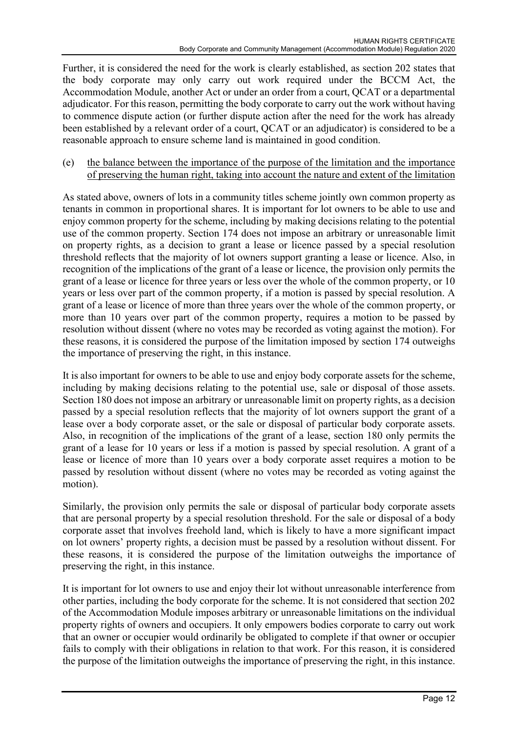Further, it is considered the need for the work is clearly established, as section 202 states that the body corporate may only carry out work required under the BCCM Act, the Accommodation Module, another Act or under an order from a court, QCAT or a departmental adjudicator. For this reason, permitting the body corporate to carry out the work without having to commence dispute action (or further dispute action after the need for the work has already been established by a relevant order of a court, QCAT or an adjudicator) is considered to be a reasonable approach to ensure scheme land is maintained in good condition.

(e) the balance between the importance of the purpose of the limitation and the importance of preserving the human right, taking into account the nature and extent of the limitation

As stated above, owners of lots in a community titles scheme jointly own common property as tenants in common in proportional shares. It is important for lot owners to be able to use and enjoy common property for the scheme, including by making decisions relating to the potential use of the common property. Section 174 does not impose an arbitrary or unreasonable limit on property rights, as a decision to grant a lease or licence passed by a special resolution threshold reflects that the majority of lot owners support granting a lease or licence. Also, in recognition of the implications of the grant of a lease or licence, the provision only permits the grant of a lease or licence for three years or less over the whole of the common property, or 10 years or less over part of the common property, if a motion is passed by special resolution. A grant of a lease or licence of more than three years over the whole of the common property, or more than 10 years over part of the common property, requires a motion to be passed by resolution without dissent (where no votes may be recorded as voting against the motion). For these reasons, it is considered the purpose of the limitation imposed by section 174 outweighs the importance of preserving the right, in this instance.

It is also important for owners to be able to use and enjoy body corporate assets for the scheme, including by making decisions relating to the potential use, sale or disposal of those assets. Section 180 does not impose an arbitrary or unreasonable limit on property rights, as a decision passed by a special resolution reflects that the majority of lot owners support the grant of a lease over a body corporate asset, or the sale or disposal of particular body corporate assets. Also, in recognition of the implications of the grant of a lease, section 180 only permits the grant of a lease for 10 years or less if a motion is passed by special resolution. A grant of a lease or licence of more than 10 years over a body corporate asset requires a motion to be passed by resolution without dissent (where no votes may be recorded as voting against the motion).

Similarly, the provision only permits the sale or disposal of particular body corporate assets that are personal property by a special resolution threshold. For the sale or disposal of a body corporate asset that involves freehold land, which is likely to have a more significant impact on lot owners' property rights, a decision must be passed by a resolution without dissent. For these reasons, it is considered the purpose of the limitation outweighs the importance of preserving the right, in this instance.

It is important for lot owners to use and enjoy their lot without unreasonable interference from other parties, including the body corporate for the scheme. It is not considered that section 202 of the Accommodation Module imposes arbitrary or unreasonable limitations on the individual property rights of owners and occupiers. It only empowers bodies corporate to carry out work that an owner or occupier would ordinarily be obligated to complete if that owner or occupier fails to comply with their obligations in relation to that work. For this reason, it is considered the purpose of the limitation outweighs the importance of preserving the right, in this instance.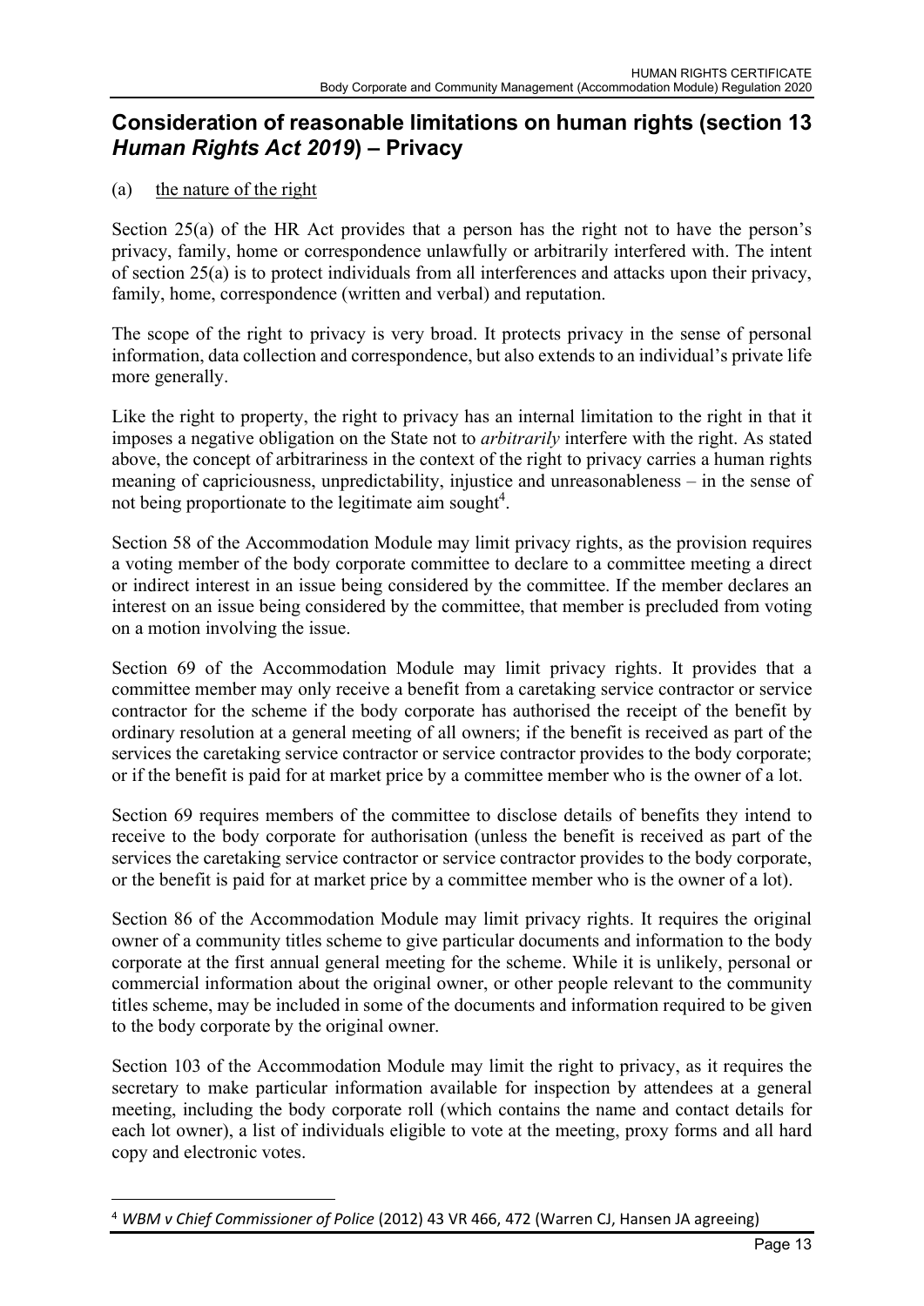## Consideration of reasonable limitations on human rights (section 13 *Human Rights Act 2019*) – Privacy

(a) the nature of the right

Section 25(a) of the HR Act provides that a person has the right not to have the person's privacy, family, home or correspondence unlawfully or arbitrarily interfered with. The intent of section 25(a) is to protect individuals from all interferences and attacks upon their privacy, family, home, correspondence (written and verbal) and reputation.

The scope of the right to privacy is very broad. It protects privacy in the sense of personal information, data collection and correspondence, but also extends to an individual's private life more generally.

Like the right to property, the right to privacy has an internal limitation to the right in that it imposes a negative obligation on the State not to *arbitrarily* interfere with the right. As stated above, the concept of arbitrariness in the context of the right to privacy carries a human rights meaning of capriciousness, unpredictability, injustice and unreasonableness – in the sense of not being proportionate to the legitimate aim sought[4].

Section 58 of the Accommodation Module may limit privacy rights, as the provision requires a voting member of the body corporate committee to declare to a committee meeting a direct or indirect interest in an issue being considered by the committee. If the member declares an interest on an issue being considered by the committee, that member is precluded from voting on a motion involving the issue.

Section 69 of the Accommodation Module may limit privacy rights. It provides that a committee member may only receive a benefit from a caretaking service contractor or service contractor for the scheme if the body corporate has authorised the receipt of the benefit by ordinary resolution at a general meeting of all owners; if the benefit is received as part of the services the caretaking service contractor or service contractor provides to the body corporate; or if the benefit is paid for at market price by a committee member who is the owner of a lot.

Section 69 requires members of the committee to disclose details of benefits they intend to receive to the body corporate for authorisation (unless the benefit is received as part of the services the caretaking service contractor or service contractor provides to the body corporate, or the benefit is paid for at market price by a committee member who is the owner of a lot).

Section 86 of the Accommodation Module may limit privacy rights. It requires the original owner of a community titles scheme to give particular documents and information to the body corporate at the first annual general meeting for the scheme. While it is unlikely, personal or commercial information about the original owner, or other people relevant to the community titles scheme, may be included in some of the documents and information required to be given to the body corporate by the original owner.

Section 103 of the Accommodation Module may limit the right to privacy, as it requires the secretary to make particular information available for inspection by attendees at a general meeting, including the body corporate roll (which contains the name and contact details for each lot owner), a list of individuals eligible to vote at the meeting, proxy forms and all hard copy and electronic votes.

---

[4] *WBM v Chief Commissioner of Police* (2012) 43 VR 466, 472 (Warren CJ, Hansen JA agreeing)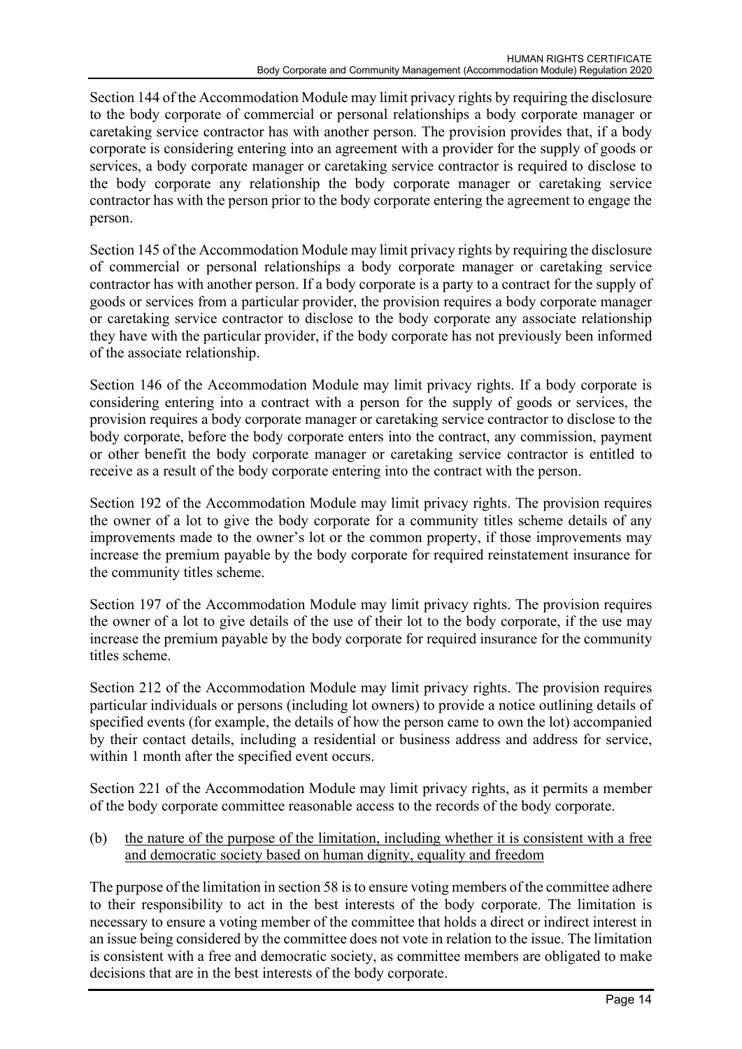Section 144 of the Accommodation Module may limit privacy rights by requiring the disclosure to the body corporate of commercial or personal relationships a body corporate manager or caretaking service contractor has with another person. The provision provides that, if a body corporate is considering entering into an agreement with a provider for the supply of goods or services, a body corporate manager or caretaking service contractor is required to disclose to the body corporate any relationship the body corporate manager or caretaking service contractor has with the person prior to the body corporate entering the agreement to engage the person.

Section 145 of the Accommodation Module may limit privacy rights by requiring the disclosure of commercial or personal relationships a body corporate manager or caretaking service contractor has with another person. If a body corporate is a party to a contract for the supply of goods or services from a particular provider, the provision requires a body corporate manager or caretaking service contractor to disclose to the body corporate any associate relationship they have with the particular provider, if the body corporate has not previously been informed of the associate relationship.

Section 146 of the Accommodation Module may limit privacy rights. If a body corporate is considering entering into a contract with a person for the supply of goods or services, the provision requires a body corporate manager or caretaking service contractor to disclose to the body corporate, before the body corporate enters into the contract, any commission, payment or other benefit the body corporate manager or caretaking service contractor is entitled to receive as a result of the body corporate entering into the contract with the person.

Section 192 of the Accommodation Module may limit privacy rights. The provision requires the owner of a lot to give the body corporate for a community titles scheme details of any improvements made to the owner's lot or the common property, if those improvements may increase the premium payable by the body corporate for required reinstatement insurance for the community titles scheme.

Section 197 of the Accommodation Module may limit privacy rights. The provision requires the owner of a lot to give details of the use of their lot to the body corporate, if the use may increase the premium payable by the body corporate for required insurance for the community titles scheme.

Section 212 of the Accommodation Module may limit privacy rights. The provision requires particular individuals or persons (including lot owners) to provide a notice outlining details of specified events (for example, the details of how the person came to own the lot) accompanied by their contact details, including a residential or business address and address for service, within 1 month after the specified event occurs.

Section 221 of the Accommodation Module may limit privacy rights, as it permits a member of the body corporate committee reasonable access to the records of the body corporate.

(b) <u>the nature of the purpose of the limitation, including whether it is consistent with a free and democratic society based on human dignity, equality and freedom</u>

The purpose of the limitation in section 58 is to ensure voting members of the committee adhere to their responsibility to act in the best interests of the body corporate. The limitation is necessary to ensure a voting member of the committee that holds a direct or indirect interest in an issue being considered by the committee does not vote in relation to the issue. The limitation is consistent with a free and democratic society, as committee members are obligated to make decisions that are in the best interests of the body corporate.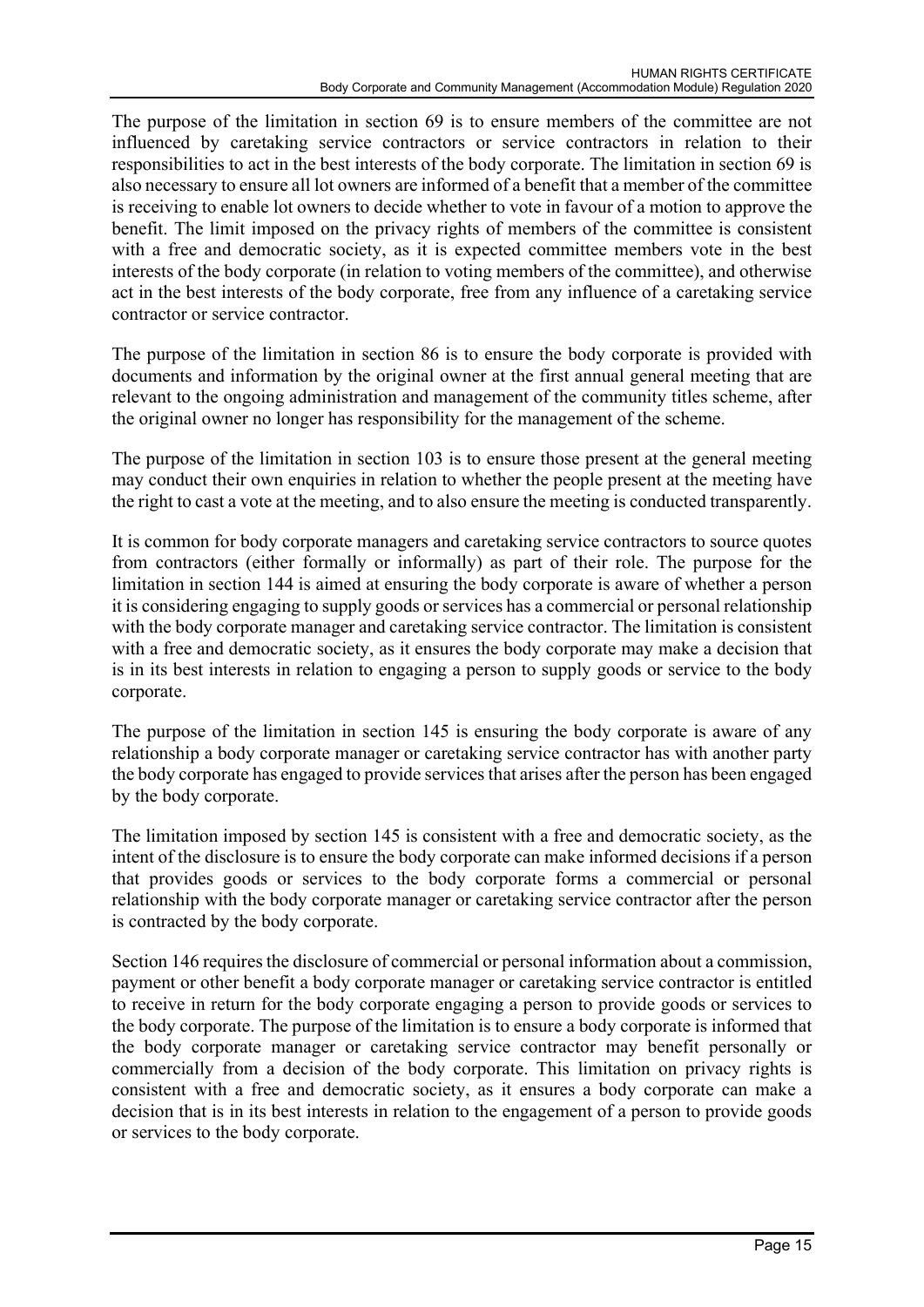The purpose of the limitation in section 69 is to ensure members of the committee are not influenced by caretaking service contractors or service contractors in relation to their responsibilities to act in the best interests of the body corporate. The limitation in section 69 is also necessary to ensure all lot owners are informed of a benefit that a member of the committee is receiving to enable lot owners to decide whether to vote in favour of a motion to approve the benefit. The limit imposed on the privacy rights of members of the committee is consistent with a free and democratic society, as it is expected committee members vote in the best interests of the body corporate (in relation to voting members of the committee), and otherwise act in the best interests of the body corporate, free from any influence of a caretaking service contractor or service contractor.

The purpose of the limitation in section 86 is to ensure the body corporate is provided with documents and information by the original owner at the first annual general meeting that are relevant to the ongoing administration and management of the community titles scheme, after the original owner no longer has responsibility for the management of the scheme.

The purpose of the limitation in section 103 is to ensure those present at the general meeting may conduct their own enquiries in relation to whether the people present at the meeting have the right to cast a vote at the meeting, and to also ensure the meeting is conducted transparently.

It is common for body corporate managers and caretaking service contractors to source quotes from contractors (either formally or informally) as part of their role. The purpose for the limitation in section 144 is aimed at ensuring the body corporate is aware of whether a person it is considering engaging to supply goods or services has a commercial or personal relationship with the body corporate manager and caretaking service contractor. The limitation is consistent with a free and democratic society, as it ensures the body corporate may make a decision that is in its best interests in relation to engaging a person to supply goods or service to the body corporate.

The purpose of the limitation in section 145 is ensuring the body corporate is aware of any relationship a body corporate manager or caretaking service contractor has with another party the body corporate has engaged to provide services that arises after the person has been engaged by the body corporate.

The limitation imposed by section 145 is consistent with a free and democratic society, as the intent of the disclosure is to ensure the body corporate can make informed decisions if a person that provides goods or services to the body corporate forms a commercial or personal relationship with the body corporate manager or caretaking service contractor after the person is contracted by the body corporate.

Section 146 requires the disclosure of commercial or personal information about a commission, payment or other benefit a body corporate manager or caretaking service contractor is entitled to receive in return for the body corporate engaging a person to provide goods or services to the body corporate. The purpose of the limitation is to ensure a body corporate is informed that the body corporate manager or caretaking service contractor may benefit personally or commercially from a decision of the body corporate. This limitation on privacy rights is consistent with a free and democratic society, as it ensures a body corporate can make a decision that is in its best interests in relation to the engagement of a person to provide goods or services to the body corporate.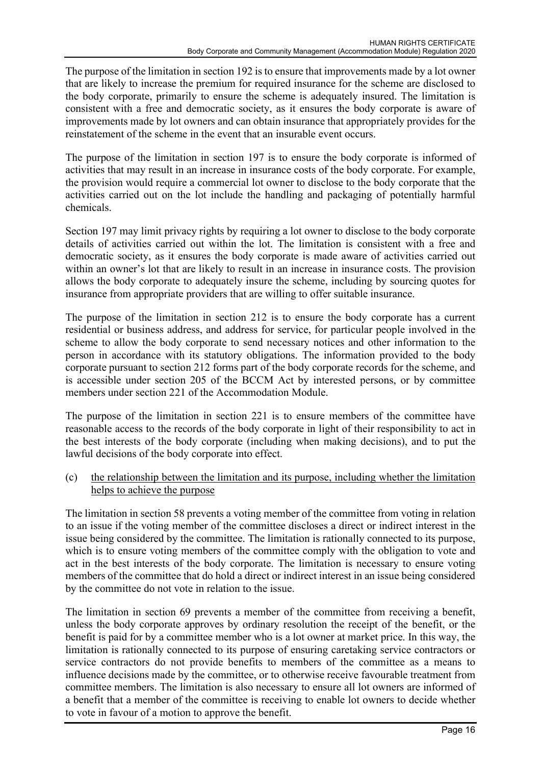The purpose of the limitation in section 192 is to ensure that improvements made by a lot owner that are likely to increase the premium for required insurance for the scheme are disclosed to the body corporate, primarily to ensure the scheme is adequately insured. The limitation is consistent with a free and democratic society, as it ensures the body corporate is aware of improvements made by lot owners and can obtain insurance that appropriately provides for the reinstatement of the scheme in the event that an insurable event occurs.

The purpose of the limitation in section 197 is to ensure the body corporate is informed of activities that may result in an increase in insurance costs of the body corporate. For example, the provision would require a commercial lot owner to disclose to the body corporate that the activities carried out on the lot include the handling and packaging of potentially harmful chemicals.

Section 197 may limit privacy rights by requiring a lot owner to disclose to the body corporate details of activities carried out within the lot. The limitation is consistent with a free and democratic society, as it ensures the body corporate is made aware of activities carried out within an owner's lot that are likely to result in an increase in insurance costs. The provision allows the body corporate to adequately insure the scheme, including by sourcing quotes for insurance from appropriate providers that are willing to offer suitable insurance.

The purpose of the limitation in section 212 is to ensure the body corporate has a current residential or business address, and address for service, for particular people involved in the scheme to allow the body corporate to send necessary notices and other information to the person in accordance with its statutory obligations. The information provided to the body corporate pursuant to section 212 forms part of the body corporate records for the scheme, and is accessible under section 205 of the BCCM Act by interested persons, or by committee members under section 221 of the Accommodation Module.

The purpose of the limitation in section 221 is to ensure members of the committee have reasonable access to the records of the body corporate in light of their responsibility to act in the best interests of the body corporate (including when making decisions), and to put the lawful decisions of the body corporate into effect.

(c) <u>the relationship between the limitation and its purpose, including whether the limitation helps to achieve the purpose</u>

The limitation in section 58 prevents a voting member of the committee from voting in relation to an issue if the voting member of the committee discloses a direct or indirect interest in the issue being considered by the committee. The limitation is rationally connected to its purpose, which is to ensure voting members of the committee comply with the obligation to vote and act in the best interests of the body corporate. The limitation is necessary to ensure voting members of the committee that do hold a direct or indirect interest in an issue being considered by the committee do not vote in relation to the issue.

The limitation in section 69 prevents a member of the committee from receiving a benefit, unless the body corporate approves by ordinary resolution the receipt of the benefit, or the benefit is paid for by a committee member who is a lot owner at market price. In this way, the limitation is rationally connected to its purpose of ensuring caretaking service contractors or service contractors do not provide benefits to members of the committee as a means to influence decisions made by the committee, or to otherwise receive favourable treatment from committee members. The limitation is also necessary to ensure all lot owners are informed of a benefit that a member of the committee is receiving to enable lot owners to decide whether to vote in favour of a motion to approve the benefit.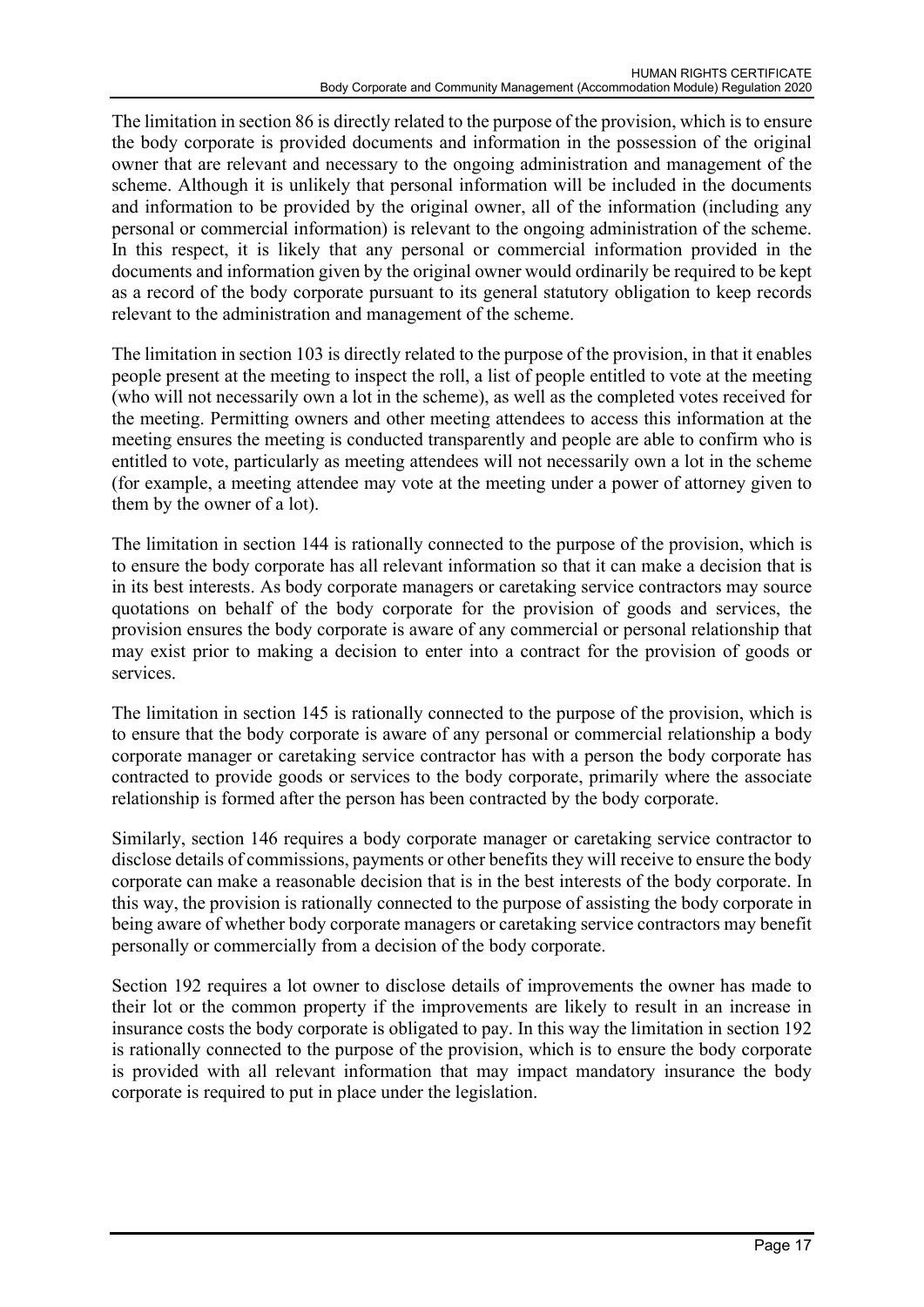The limitation in section 86 is directly related to the purpose of the provision, which is to ensure the body corporate is provided documents and information in the possession of the original owner that are relevant and necessary to the ongoing administration and management of the scheme. Although it is unlikely that personal information will be included in the documents and information to be provided by the original owner, all of the information (including any personal or commercial information) is relevant to the ongoing administration of the scheme. In this respect, it is likely that any personal or commercial information provided in the documents and information given by the original owner would ordinarily be required to be kept as a record of the body corporate pursuant to its general statutory obligation to keep records relevant to the administration and management of the scheme.

The limitation in section 103 is directly related to the purpose of the provision, in that it enables people present at the meeting to inspect the roll, a list of people entitled to vote at the meeting (who will not necessarily own a lot in the scheme), as well as the completed votes received for the meeting. Permitting owners and other meeting attendees to access this information at the meeting ensures the meeting is conducted transparently and people are able to confirm who is entitled to vote, particularly as meeting attendees will not necessarily own a lot in the scheme (for example, a meeting attendee may vote at the meeting under a power of attorney given to them by the owner of a lot).

The limitation in section 144 is rationally connected to the purpose of the provision, which is to ensure the body corporate has all relevant information so that it can make a decision that is in its best interests. As body corporate managers or caretaking service contractors may source quotations on behalf of the body corporate for the provision of goods and services, the provision ensures the body corporate is aware of any commercial or personal relationship that may exist prior to making a decision to enter into a contract for the provision of goods or services.

The limitation in section 145 is rationally connected to the purpose of the provision, which is to ensure that the body corporate is aware of any personal or commercial relationship a body corporate manager or caretaking service contractor has with a person the body corporate has contracted to provide goods or services to the body corporate, primarily where the associate relationship is formed after the person has been contracted by the body corporate.

Similarly, section 146 requires a body corporate manager or caretaking service contractor to disclose details of commissions, payments or other benefits they will receive to ensure the body corporate can make a reasonable decision that is in the best interests of the body corporate. In this way, the provision is rationally connected to the purpose of assisting the body corporate in being aware of whether body corporate managers or caretaking service contractors may benefit personally or commercially from a decision of the body corporate.

Section 192 requires a lot owner to disclose details of improvements the owner has made to their lot or the common property if the improvements are likely to result in an increase in insurance costs the body corporate is obligated to pay. In this way the limitation in section 192 is rationally connected to the purpose of the provision, which is to ensure the body corporate is provided with all relevant information that may impact mandatory insurance the body corporate is required to put in place under the legislation.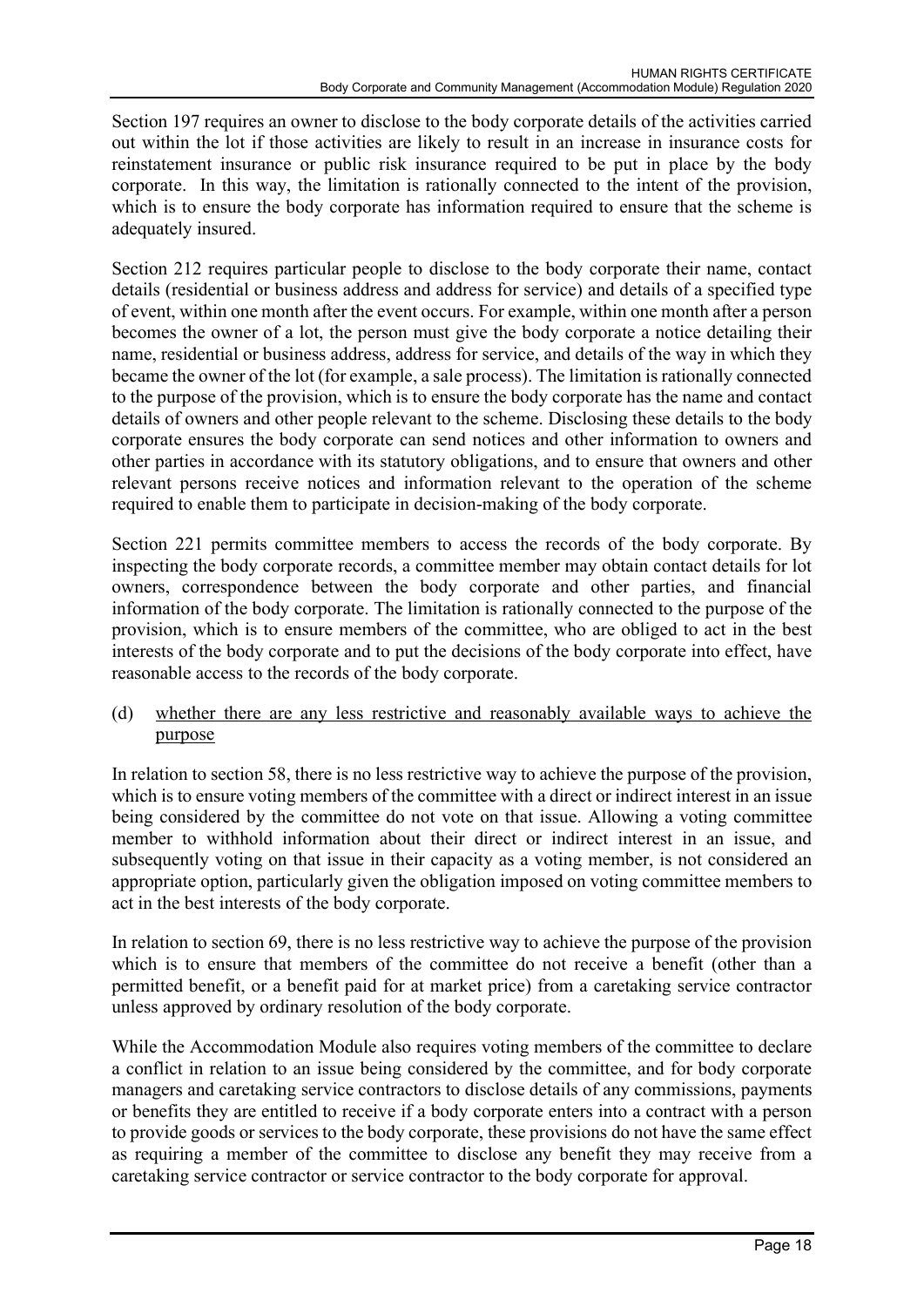Section 197 requires an owner to disclose to the body corporate details of the activities carried out within the lot if those activities are likely to result in an increase in insurance costs for reinstatement insurance or public risk insurance required to be put in place by the body corporate. In this way, the limitation is rationally connected to the intent of the provision, which is to ensure the body corporate has information required to ensure that the scheme is adequately insured.

Section 212 requires particular people to disclose to the body corporate their name, contact details (residential or business address and address for service) and details of a specified type of event, within one month after the event occurs. For example, within one month after a person becomes the owner of a lot, the person must give the body corporate a notice detailing their name, residential or business address, address for service, and details of the way in which they became the owner of the lot (for example, a sale process). The limitation is rationally connected to the purpose of the provision, which is to ensure the body corporate has the name and contact details of owners and other people relevant to the scheme. Disclosing these details to the body corporate ensures the body corporate can send notices and other information to owners and other parties in accordance with its statutory obligations, and to ensure that owners and other relevant persons receive notices and information relevant to the operation of the scheme required to enable them to participate in decision-making of the body corporate.

Section 221 permits committee members to access the records of the body corporate. By inspecting the body corporate records, a committee member may obtain contact details for lot owners, correspondence between the body corporate and other parties, and financial information of the body corporate. The limitation is rationally connected to the purpose of the provision, which is to ensure members of the committee, who are obliged to act in the best interests of the body corporate and to put the decisions of the body corporate into effect, have reasonable access to the records of the body corporate.

(d) whether there are any less restrictive and reasonably available ways to achieve the purpose

In relation to section 58, there is no less restrictive way to achieve the purpose of the provision, which is to ensure voting members of the committee with a direct or indirect interest in an issue being considered by the committee do not vote on that issue. Allowing a voting committee member to withhold information about their direct or indirect interest in an issue, and subsequently voting on that issue in their capacity as a voting member, is not considered an appropriate option, particularly given the obligation imposed on voting committee members to act in the best interests of the body corporate.

In relation to section 69, there is no less restrictive way to achieve the purpose of the provision which is to ensure that members of the committee do not receive a benefit (other than a permitted benefit, or a benefit paid for at market price) from a caretaking service contractor unless approved by ordinary resolution of the body corporate.

While the Accommodation Module also requires voting members of the committee to declare a conflict in relation to an issue being considered by the committee, and for body corporate managers and caretaking service contractors to disclose details of any commissions, payments or benefits they are entitled to receive if a body corporate enters into a contract with a person to provide goods or services to the body corporate, these provisions do not have the same effect as requiring a member of the committee to disclose any benefit they may receive from a caretaking service contractor or service contractor to the body corporate for approval.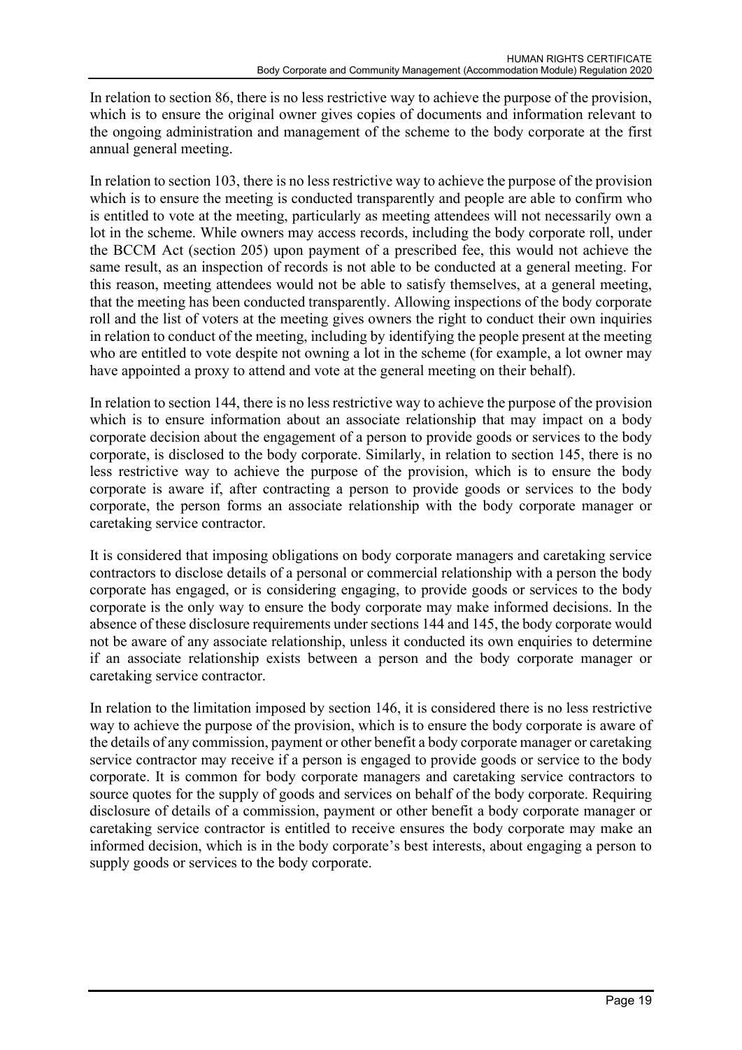In relation to section 86, there is no less restrictive way to achieve the purpose of the provision, which is to ensure the original owner gives copies of documents and information relevant to the ongoing administration and management of the scheme to the body corporate at the first annual general meeting.

In relation to section 103, there is no less restrictive way to achieve the purpose of the provision which is to ensure the meeting is conducted transparently and people are able to confirm who is entitled to vote at the meeting, particularly as meeting attendees will not necessarily own a lot in the scheme. While owners may access records, including the body corporate roll, under the BCCM Act (section 205) upon payment of a prescribed fee, this would not achieve the same result, as an inspection of records is not able to be conducted at a general meeting. For this reason, meeting attendees would not be able to satisfy themselves, at a general meeting, that the meeting has been conducted transparently. Allowing inspections of the body corporate roll and the list of voters at the meeting gives owners the right to conduct their own inquiries in relation to conduct of the meeting, including by identifying the people present at the meeting who are entitled to vote despite not owning a lot in the scheme (for example, a lot owner may have appointed a proxy to attend and vote at the general meeting on their behalf).

In relation to section 144, there is no less restrictive way to achieve the purpose of the provision which is to ensure information about an associate relationship that may impact on a body corporate decision about the engagement of a person to provide goods or services to the body corporate, is disclosed to the body corporate. Similarly, in relation to section 145, there is no less restrictive way to achieve the purpose of the provision, which is to ensure the body corporate is aware if, after contracting a person to provide goods or services to the body corporate, the person forms an associate relationship with the body corporate manager or caretaking service contractor.

It is considered that imposing obligations on body corporate managers and caretaking service contractors to disclose details of a personal or commercial relationship with a person the body corporate has engaged, or is considering engaging, to provide goods or services to the body corporate is the only way to ensure the body corporate may make informed decisions. In the absence of these disclosure requirements under sections 144 and 145, the body corporate would not be aware of any associate relationship, unless it conducted its own enquiries to determine if an associate relationship exists between a person and the body corporate manager or caretaking service contractor.

In relation to the limitation imposed by section 146, it is considered there is no less restrictive way to achieve the purpose of the provision, which is to ensure the body corporate is aware of the details of any commission, payment or other benefit a body corporate manager or caretaking service contractor may receive if a person is engaged to provide goods or service to the body corporate. It is common for body corporate managers and caretaking service contractors to source quotes for the supply of goods and services on behalf of the body corporate. Requiring disclosure of details of a commission, payment or other benefit a body corporate manager or caretaking service contractor is entitled to receive ensures the body corporate may make an informed decision, which is in the body corporate's best interests, about engaging a person to supply goods or services to the body corporate.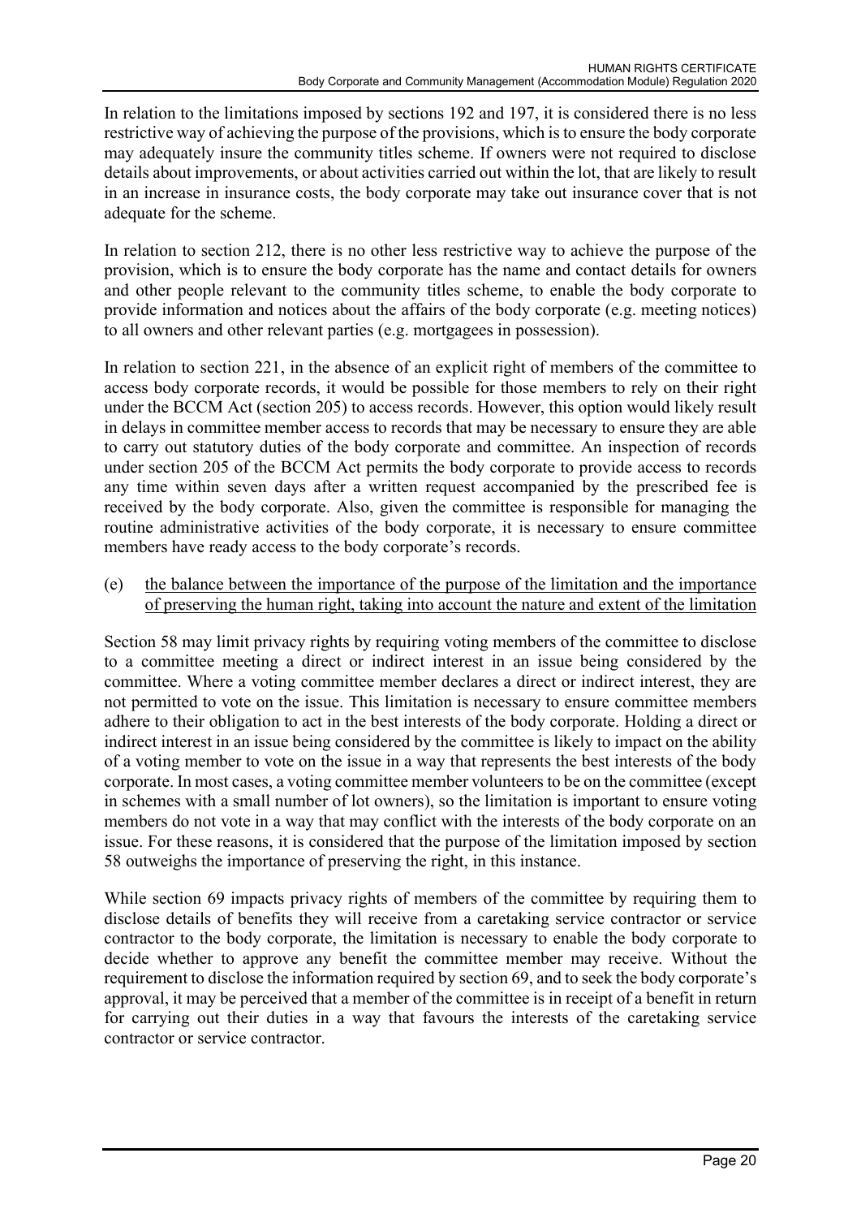In relation to the limitations imposed by sections 192 and 197, it is considered there is no less restrictive way of achieving the purpose of the provisions, which is to ensure the body corporate may adequately insure the community titles scheme. If owners were not required to disclose details about improvements, or about activities carried out within the lot, that are likely to result in an increase in insurance costs, the body corporate may take out insurance cover that is not adequate for the scheme.

In relation to section 212, there is no other less restrictive way to achieve the purpose of the provision, which is to ensure the body corporate has the name and contact details for owners and other people relevant to the community titles scheme, to enable the body corporate to provide information and notices about the affairs of the body corporate (e.g. meeting notices) to all owners and other relevant parties (e.g. mortgagees in possession).

In relation to section 221, in the absence of an explicit right of members of the committee to access body corporate records, it would be possible for those members to rely on their right under the BCCM Act (section 205) to access records. However, this option would likely result in delays in committee member access to records that may be necessary to ensure they are able to carry out statutory duties of the body corporate and committee. An inspection of records under section 205 of the BCCM Act permits the body corporate to provide access to records any time within seven days after a written request accompanied by the prescribed fee is received by the body corporate. Also, given the committee is responsible for managing the routine administrative activities of the body corporate, it is necessary to ensure committee members have ready access to the body corporate's records.

(e) <u>the balance between the importance of the purpose of the limitation and the importance of preserving the human right, taking into account the nature and extent of the limitation</u>

Section 58 may limit privacy rights by requiring voting members of the committee to disclose to a committee meeting a direct or indirect interest in an issue being considered by the committee. Where a voting committee member declares a direct or indirect interest, they are not permitted to vote on the issue. This limitation is necessary to ensure committee members adhere to their obligation to act in the best interests of the body corporate. Holding a direct or indirect interest in an issue being considered by the committee is likely to impact on the ability of a voting member to vote on the issue in a way that represents the best interests of the body corporate. In most cases, a voting committee member volunteers to be on the committee (except in schemes with a small number of lot owners), so the limitation is important to ensure voting members do not vote in a way that may conflict with the interests of the body corporate on an issue. For these reasons, it is considered that the purpose of the limitation imposed by section 58 outweighs the importance of preserving the right, in this instance.

While section 69 impacts privacy rights of members of the committee by requiring them to disclose details of benefits they will receive from a caretaking service contractor or service contractor to the body corporate, the limitation is necessary to enable the body corporate to decide whether to approve any benefit the committee member may receive. Without the requirement to disclose the information required by section 69, and to seek the body corporate's approval, it may be perceived that a member of the committee is in receipt of a benefit in return for carrying out their duties in a way that favours the interests of the caretaking service contractor or service contractor.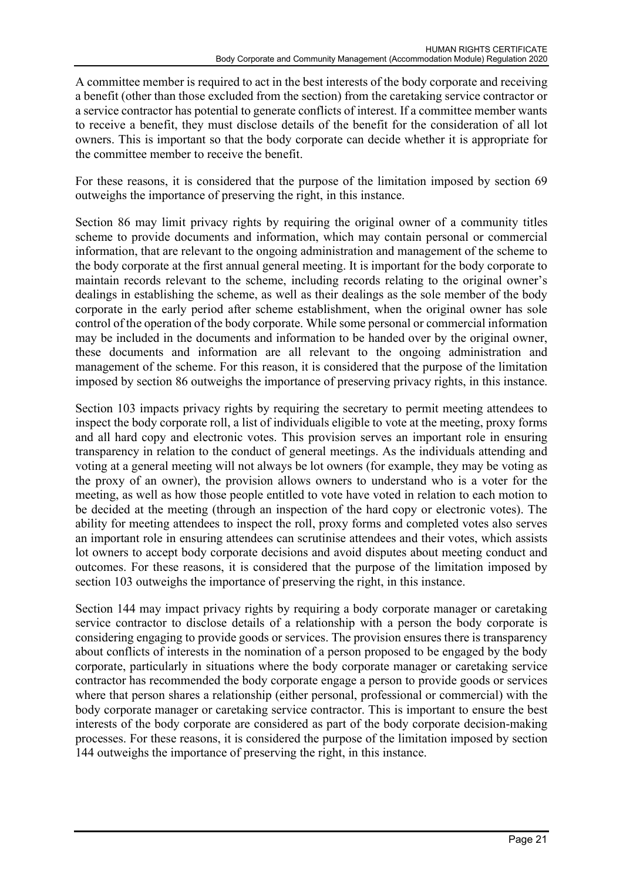A committee member is required to act in the best interests of the body corporate and receiving a benefit (other than those excluded from the section) from the caretaking service contractor or a service contractor has potential to generate conflicts of interest. If a committee member wants to receive a benefit, they must disclose details of the benefit for the consideration of all lot owners. This is important so that the body corporate can decide whether it is appropriate for the committee member to receive the benefit.

For these reasons, it is considered that the purpose of the limitation imposed by section 69 outweighs the importance of preserving the right, in this instance.

Section 86 may limit privacy rights by requiring the original owner of a community titles scheme to provide documents and information, which may contain personal or commercial information, that are relevant to the ongoing administration and management of the scheme to the body corporate at the first annual general meeting. It is important for the body corporate to maintain records relevant to the scheme, including records relating to the original owner's dealings in establishing the scheme, as well as their dealings as the sole member of the body corporate in the early period after scheme establishment, when the original owner has sole control of the operation of the body corporate. While some personal or commercial information may be included in the documents and information to be handed over by the original owner, these documents and information are all relevant to the ongoing administration and management of the scheme. For this reason, it is considered that the purpose of the limitation imposed by section 86 outweighs the importance of preserving privacy rights, in this instance.

Section 103 impacts privacy rights by requiring the secretary to permit meeting attendees to inspect the body corporate roll, a list of individuals eligible to vote at the meeting, proxy forms and all hard copy and electronic votes. This provision serves an important role in ensuring transparency in relation to the conduct of general meetings. As the individuals attending and voting at a general meeting will not always be lot owners (for example, they may be voting as the proxy of an owner), the provision allows owners to understand who is a voter for the meeting, as well as how those people entitled to vote have voted in relation to each motion to be decided at the meeting (through an inspection of the hard copy or electronic votes). The ability for meeting attendees to inspect the roll, proxy forms and completed votes also serves an important role in ensuring attendees can scrutinise attendees and their votes, which assists lot owners to accept body corporate decisions and avoid disputes about meeting conduct and outcomes. For these reasons, it is considered that the purpose of the limitation imposed by section 103 outweighs the importance of preserving the right, in this instance.

Section 144 may impact privacy rights by requiring a body corporate manager or caretaking service contractor to disclose details of a relationship with a person the body corporate is considering engaging to provide goods or services. The provision ensures there is transparency about conflicts of interests in the nomination of a person proposed to be engaged by the body corporate, particularly in situations where the body corporate manager or caretaking service contractor has recommended the body corporate engage a person to provide goods or services where that person shares a relationship (either personal, professional or commercial) with the body corporate manager or caretaking service contractor. This is important to ensure the best interests of the body corporate are considered as part of the body corporate decision-making processes. For these reasons, it is considered the purpose of the limitation imposed by section 144 outweighs the importance of preserving the right, in this instance.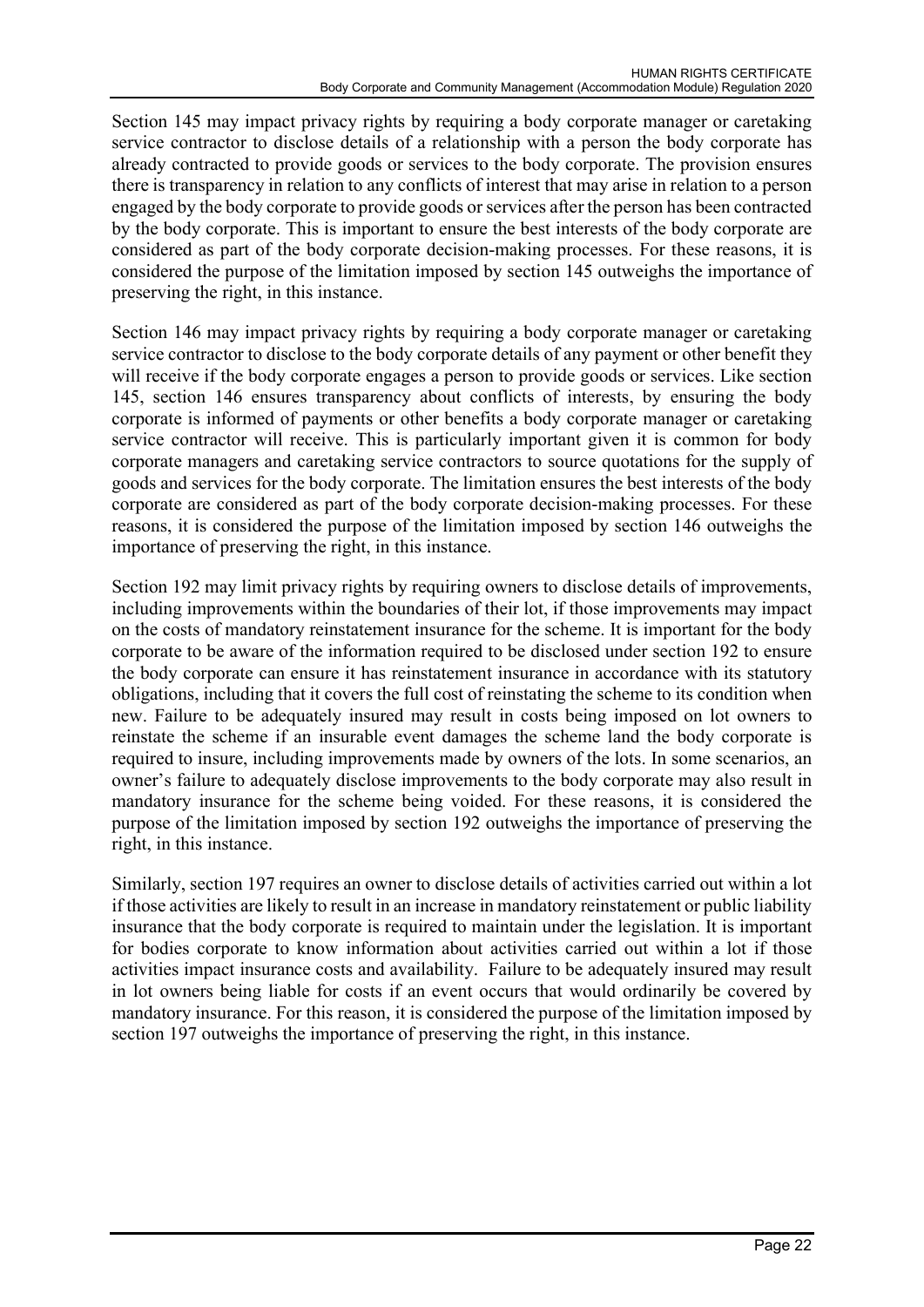Section 145 may impact privacy rights by requiring a body corporate manager or caretaking service contractor to disclose details of a relationship with a person the body corporate has already contracted to provide goods or services to the body corporate. The provision ensures there is transparency in relation to any conflicts of interest that may arise in relation to a person engaged by the body corporate to provide goods or services after the person has been contracted by the body corporate. This is important to ensure the best interests of the body corporate are considered as part of the body corporate decision-making processes. For these reasons, it is considered the purpose of the limitation imposed by section 145 outweighs the importance of preserving the right, in this instance.

Section 146 may impact privacy rights by requiring a body corporate manager or caretaking service contractor to disclose to the body corporate details of any payment or other benefit they will receive if the body corporate engages a person to provide goods or services. Like section 145, section 146 ensures transparency about conflicts of interests, by ensuring the body corporate is informed of payments or other benefits a body corporate manager or caretaking service contractor will receive. This is particularly important given it is common for body corporate managers and caretaking service contractors to source quotations for the supply of goods and services for the body corporate. The limitation ensures the best interests of the body corporate are considered as part of the body corporate decision-making processes. For these reasons, it is considered the purpose of the limitation imposed by section 146 outweighs the importance of preserving the right, in this instance.

Section 192 may limit privacy rights by requiring owners to disclose details of improvements, including improvements within the boundaries of their lot, if those improvements may impact on the costs of mandatory reinstatement insurance for the scheme. It is important for the body corporate to be aware of the information required to be disclosed under section 192 to ensure the body corporate can ensure it has reinstatement insurance in accordance with its statutory obligations, including that it covers the full cost of reinstating the scheme to its condition when new. Failure to be adequately insured may result in costs being imposed on lot owners to reinstate the scheme if an insurable event damages the scheme land the body corporate is required to insure, including improvements made by owners of the lots. In some scenarios, an owner's failure to adequately disclose improvements to the body corporate may also result in mandatory insurance for the scheme being voided. For these reasons, it is considered the purpose of the limitation imposed by section 192 outweighs the importance of preserving the right, in this instance.

Similarly, section 197 requires an owner to disclose details of activities carried out within a lot if those activities are likely to result in an increase in mandatory reinstatement or public liability insurance that the body corporate is required to maintain under the legislation. It is important for bodies corporate to know information about activities carried out within a lot if those activities impact insurance costs and availability. Failure to be adequately insured may result in lot owners being liable for costs if an event occurs that would ordinarily be covered by mandatory insurance. For this reason, it is considered the purpose of the limitation imposed by section 197 outweighs the importance of preserving the right, in this instance.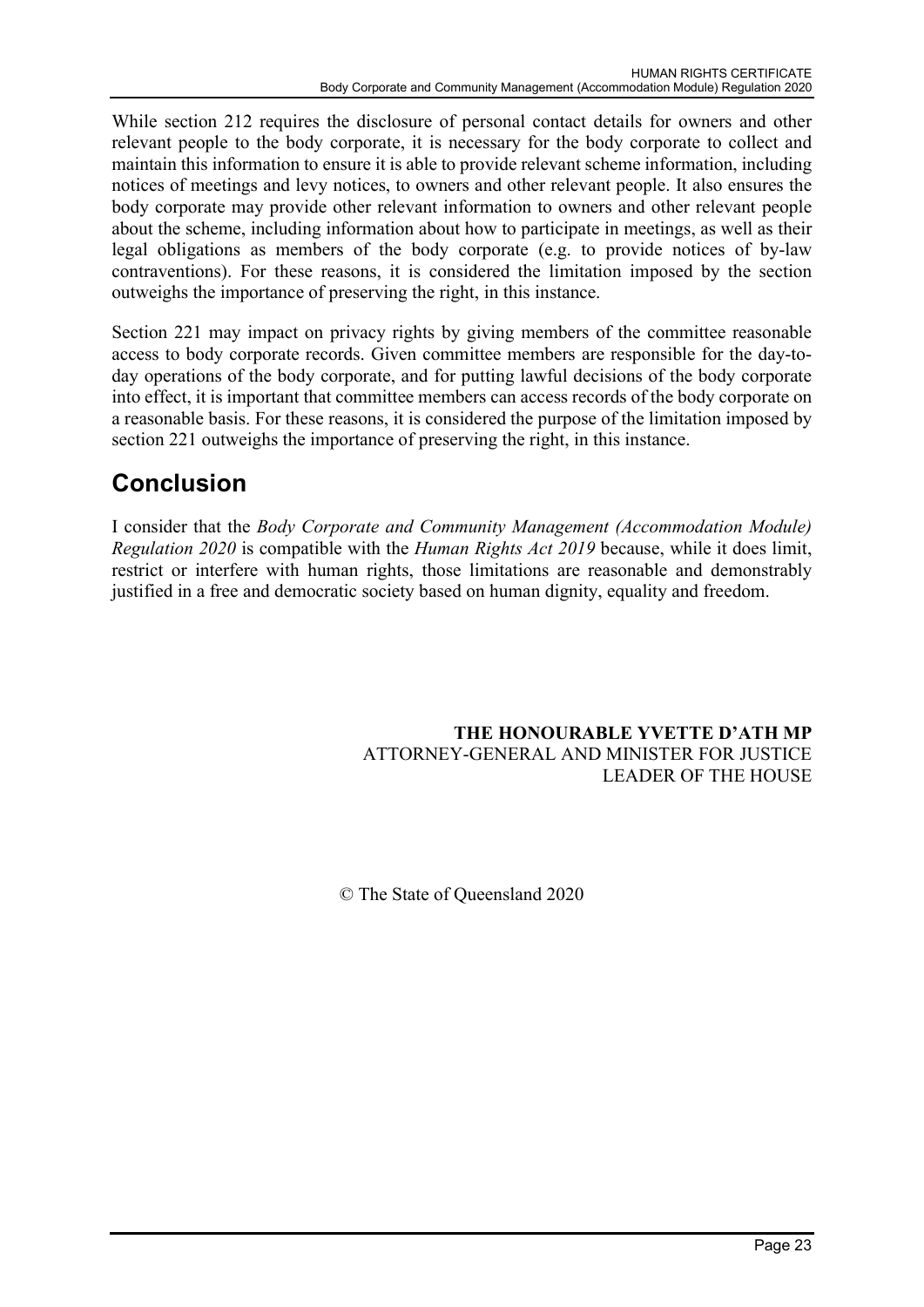While section 212 requires the disclosure of personal contact details for owners and other relevant people to the body corporate, it is necessary for the body corporate to collect and maintain this information to ensure it is able to provide relevant scheme information, including notices of meetings and levy notices, to owners and other relevant people. It also ensures the body corporate may provide other relevant information to owners and other relevant people about the scheme, including information about how to participate in meetings, as well as their legal obligations as members of the body corporate (e.g. to provide notices of by-law contraventions). For these reasons, it is considered the limitation imposed by the section outweighs the importance of preserving the right, in this instance.

Section 221 may impact on privacy rights by giving members of the committee reasonable access to body corporate records. Given committee members are responsible for the day-to-day operations of the body corporate, and for putting lawful decisions of the body corporate into effect, it is important that committee members can access records of the body corporate on a reasonable basis. For these reasons, it is considered the purpose of the limitation imposed by section 221 outweighs the importance of preserving the right, in this instance.

# Conclusion

I consider that the *Body Corporate and Community Management (Accommodation Module) Regulation 2020* is compatible with the *Human Rights Act 2019* because, while it does limit, restrict or interfere with human rights, those limitations are reasonable and demonstrably justified in a free and democratic society based on human dignity, equality and freedom.

**THE HONOURABLE YVETTE D'ATH MP**
ATTORNEY-GENERAL AND MINISTER FOR JUSTICE
LEADER OF THE HOUSE

© The State of Queensland 2020